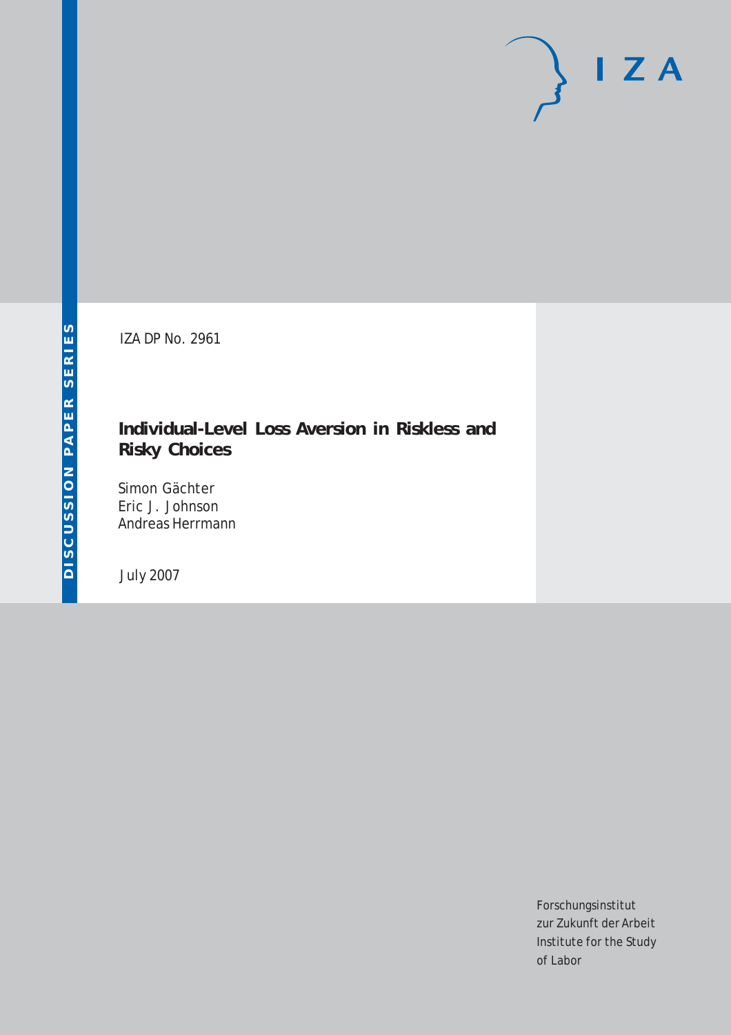DISCUSSION PAPER SERIES

IZA DP No. 2961

# Individual-Level Loss Aversion in Riskless and Risky Choices

Simon Gächter
Eric J. Johnson
Andreas Herrmann

July 2007

Forschungsinstitut
zur Zukunft der Arbeit
Institute for the Study
of Labor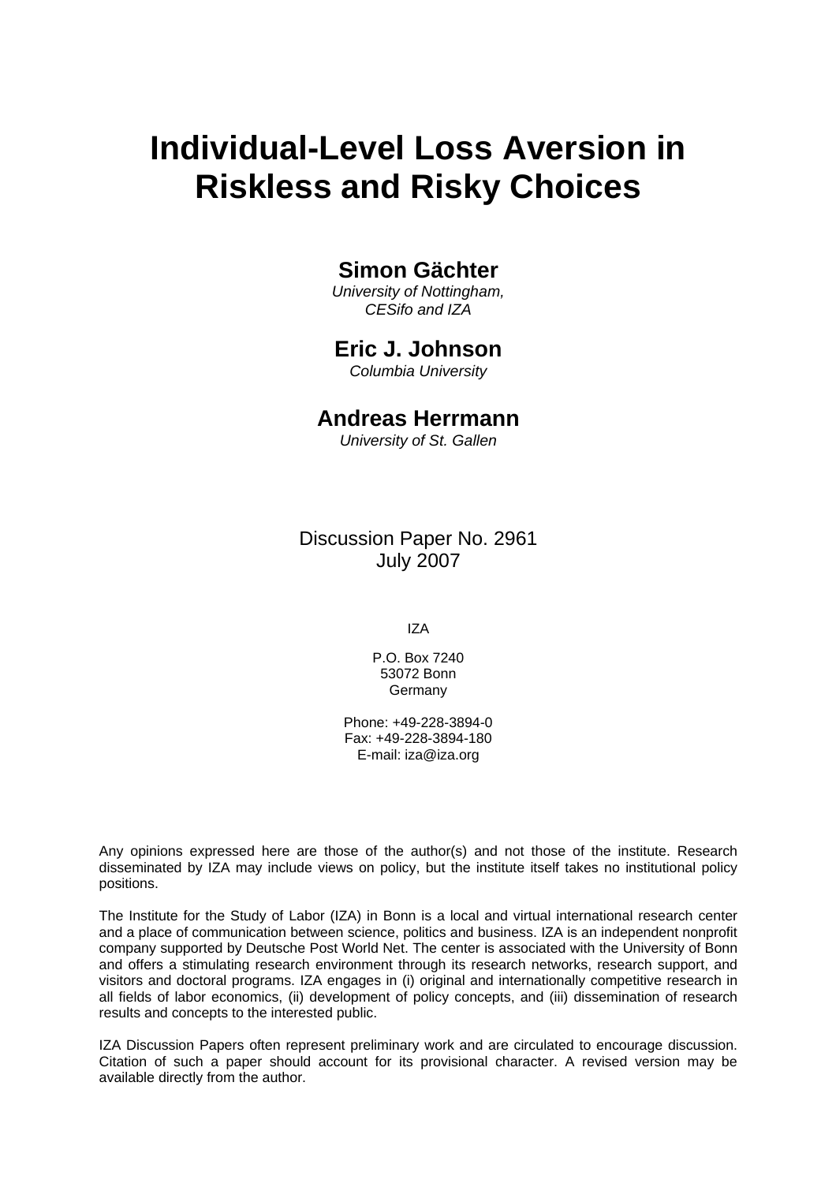# Individual-Level Loss Aversion in Riskless and Risky Choices

**Simon Gächter**
*University of Nottingham,*
*CESifo and IZA*

**Eric J. Johnson**
*Columbia University*

**Andreas Herrmann**
*University of St. Gallen*

Discussion Paper No. 2961
July 2007

IZA

P.O. Box 7240
53072 Bonn
Germany

Phone: +49-228-3894-0
Fax: +49-228-3894-180
E-mail: iza@iza.org

Any opinions expressed here are those of the author(s) and not those of the institute. Research disseminated by IZA may include views on policy, but the institute itself takes no institutional policy positions.

The Institute for the Study of Labor (IZA) in Bonn is a local and virtual international research center and a place of communication between science, politics and business. IZA is an independent nonprofit company supported by Deutsche Post World Net. The center is associated with the University of Bonn and offers a stimulating research environment through its research networks, research support, and visitors and doctoral programs. IZA engages in (i) original and internationally competitive research in all fields of labor economics, (ii) development of policy concepts, and (iii) dissemination of research results and concepts to the interested public.

IZA Discussion Papers often represent preliminary work and are circulated to encourage discussion. Citation of such a paper should account for its provisional character. A revised version may be available directly from the author.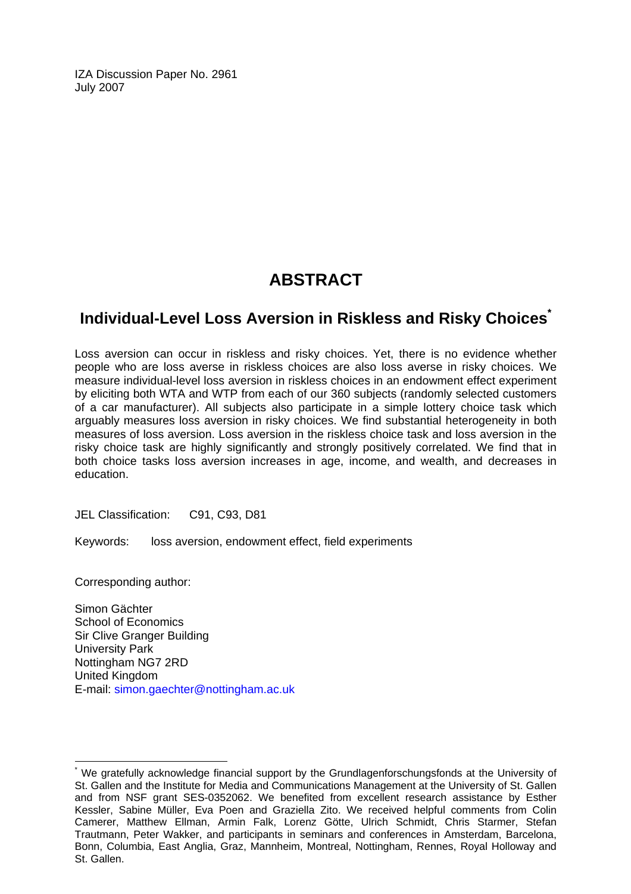IZA Discussion Paper No. 2961
July 2007

# ABSTRACT

## Individual-Level Loss Aversion in Riskless and Risky Choices[*]

Loss aversion can occur in riskless and risky choices. Yet, there is no evidence whether people who are loss averse in riskless choices are also loss averse in risky choices. We measure individual-level loss aversion in riskless choices in an endowment effect experiment by eliciting both WTA and WTP from each of our 360 subjects (randomly selected customers of a car manufacturer). All subjects also participate in a simple lottery choice task which arguably measures loss aversion in risky choices. We find substantial heterogeneity in both measures of loss aversion. Loss aversion in the riskless choice task and loss aversion in the risky choice task are highly significantly and strongly positively correlated. We find that in both choice tasks loss aversion increases in age, income, and wealth, and decreases in education.

JEL Classification: C91, C93, D81

Keywords: loss aversion, endowment effect, field experiments

Corresponding author:

Simon Gächter
School of Economics
Sir Clive Granger Building
University Park
Nottingham NG7 2RD
United Kingdom
E-mail: simon.gaechter@nottingham.ac.uk

---

[*] We gratefully acknowledge financial support by the Grundlagenforschungsfonds at the University of St. Gallen and the Institute for Media and Communications Management at the University of St. Gallen and from NSF grant SES-0352062. We benefited from excellent research assistance by Esther Kessler, Sabine Müller, Eva Poen and Graziella Zito. We received helpful comments from Colin Camerer, Matthew Ellman, Armin Falk, Lorenz Götte, Ulrich Schmidt, Chris Starmer, Stefan Trautmann, Peter Wakker, and participants in seminars and conferences in Amsterdam, Barcelona, Bonn, Columbia, East Anglia, Graz, Mannheim, Montreal, Nottingham, Rennes, Royal Holloway and St. Gallen.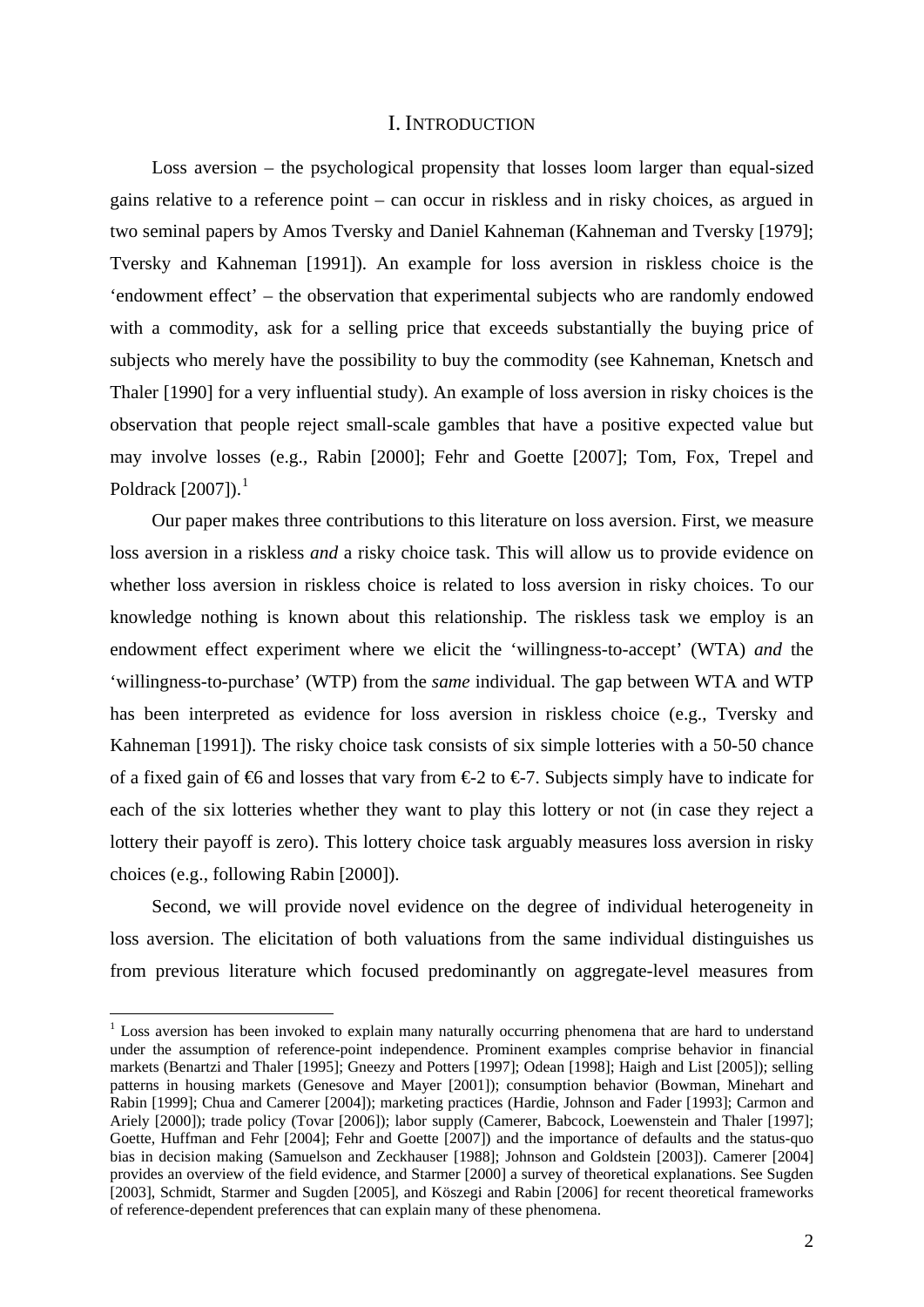# I. Introduction

Loss aversion – the psychological propensity that losses loom larger than equal-sized gains relative to a reference point – can occur in riskless and in risky choices, as argued in two seminal papers by Amos Tversky and Daniel Kahneman (Kahneman and Tversky [1979]; Tversky and Kahneman [1991]). An example for loss aversion in riskless choice is the 'endowment effect' – the observation that experimental subjects who are randomly endowed with a commodity, ask for a selling price that exceeds substantially the buying price of subjects who merely have the possibility to buy the commodity (see Kahneman, Knetsch and Thaler [1990] for a very influential study). An example of loss aversion in risky choices is the observation that people reject small-scale gambles that have a positive expected value but may involve losses (e.g., Rabin [2000]; Fehr and Goette [2007]; Tom, Fox, Trepel and Poldrack [2007]).[1]

Our paper makes three contributions to this literature on loss aversion. First, we measure loss aversion in a riskless *and* a risky choice task. This will allow us to provide evidence on whether loss aversion in riskless choice is related to loss aversion in risky choices. To our knowledge nothing is known about this relationship. The riskless task we employ is an endowment effect experiment where we elicit the 'willingness-to-accept' (WTA) *and* the 'willingness-to-purchase' (WTP) from the *same* individual. The gap between WTA and WTP has been interpreted as evidence for loss aversion in riskless choice (e.g., Tversky and Kahneman [1991]). The risky choice task consists of six simple lotteries with a 50-50 chance of a fixed gain of €6 and losses that vary from €-2 to €-7. Subjects simply have to indicate for each of the six lotteries whether they want to play this lottery or not (in case they reject a lottery their payoff is zero). This lottery choice task arguably measures loss aversion in risky choices (e.g., following Rabin [2000]).

Second, we will provide novel evidence on the degree of individual heterogeneity in loss aversion. The elicitation of both valuations from the same individual distinguishes us from previous literature which focused predominantly on aggregate-level measures from

[1] Loss aversion has been invoked to explain many naturally occurring phenomena that are hard to understand under the assumption of reference-point independence. Prominent examples comprise behavior in financial markets (Benartzi and Thaler [1995]; Gneezy and Potters [1997]; Odean [1998]; Haigh and List [2005]); selling patterns in housing markets (Genesove and Mayer [2001]); consumption behavior (Bowman, Minehart and Rabin [1999]; Chua and Camerer [2004]); marketing practices (Hardie, Johnson and Fader [1993]; Carmon and Ariely [2000]); trade policy (Tovar [2006]); labor supply (Camerer, Babcock, Loewenstein and Thaler [1997]; Goette, Huffman and Fehr [2004]; Fehr and Goette [2007]) and the importance of defaults and the status-quo bias in decision making (Samuelson and Zeckhauser [1988]; Johnson and Goldstein [2003]). Camerer [2004] provides an overview of the field evidence, and Starmer [2000] a survey of theoretical explanations. See Sugden [2003], Schmidt, Starmer and Sugden [2005], and Köszegi and Rabin [2006] for recent theoretical frameworks of reference-dependent preferences that can explain many of these phenomena.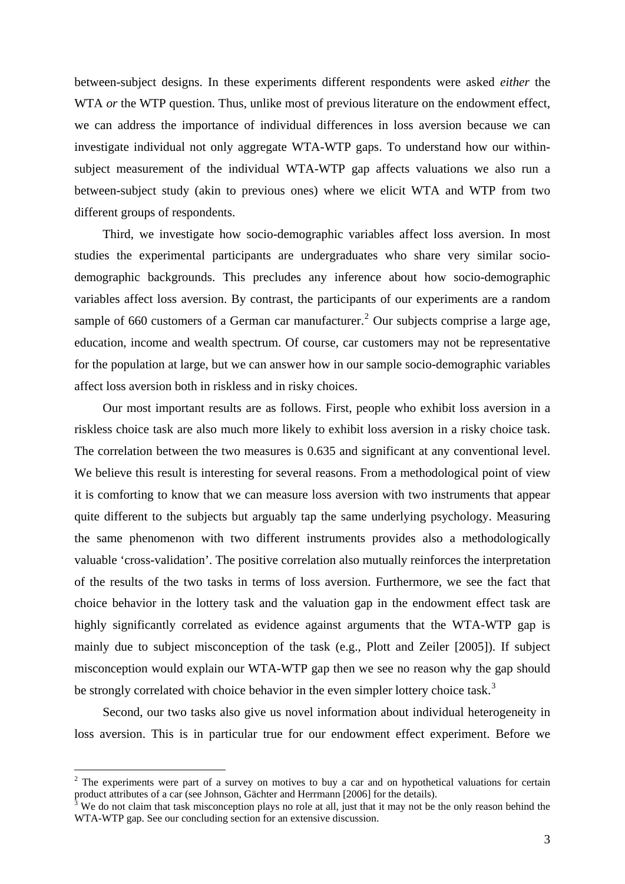between-subject designs. In these experiments different respondents were asked *either* the WTA *or* the WTP question. Thus, unlike most of previous literature on the endowment effect, we can address the importance of individual differences in loss aversion because we can investigate individual not only aggregate WTA-WTP gaps. To understand how our within-subject measurement of the individual WTA-WTP gap affects valuations we also run a between-subject study (akin to previous ones) where we elicit WTA and WTP from two different groups of respondents.

Third, we investigate how socio-demographic variables affect loss aversion. In most studies the experimental participants are undergraduates who share very similar socio-demographic backgrounds. This precludes any inference about how socio-demographic variables affect loss aversion. By contrast, the participants of our experiments are a random sample of 660 customers of a German car manufacturer.[2] Our subjects comprise a large age, education, income and wealth spectrum. Of course, car customers may not be representative for the population at large, but we can answer how in our sample socio-demographic variables affect loss aversion both in riskless and in risky choices.

Our most important results are as follows. First, people who exhibit loss aversion in a riskless choice task are also much more likely to exhibit loss aversion in a risky choice task. The correlation between the two measures is 0.635 and significant at any conventional level. We believe this result is interesting for several reasons. From a methodological point of view it is comforting to know that we can measure loss aversion with two instruments that appear quite different to the subjects but arguably tap the same underlying psychology. Measuring the same phenomenon with two different instruments provides also a methodologically valuable 'cross-validation'. The positive correlation also mutually reinforces the interpretation of the results of the two tasks in terms of loss aversion. Furthermore, we see the fact that choice behavior in the lottery task and the valuation gap in the endowment effect task are highly significantly correlated as evidence against arguments that the WTA-WTP gap is mainly due to subject misconception of the task (e.g., Plott and Zeiler [2005]). If subject misconception would explain our WTA-WTP gap then we see no reason why the gap should be strongly correlated with choice behavior in the even simpler lottery choice task.[3]

Second, our two tasks also give us novel information about individual heterogeneity in loss aversion. This is in particular true for our endowment effect experiment. Before we

---

[2] The experiments were part of a survey on motives to buy a car and on hypothetical valuations for certain product attributes of a car (see Johnson, Gächter and Herrmann [2006] for the details).

[3] We do not claim that task misconception plays no role at all, just that it may not be the only reason behind the WTA-WTP gap. See our concluding section for an extensive discussion.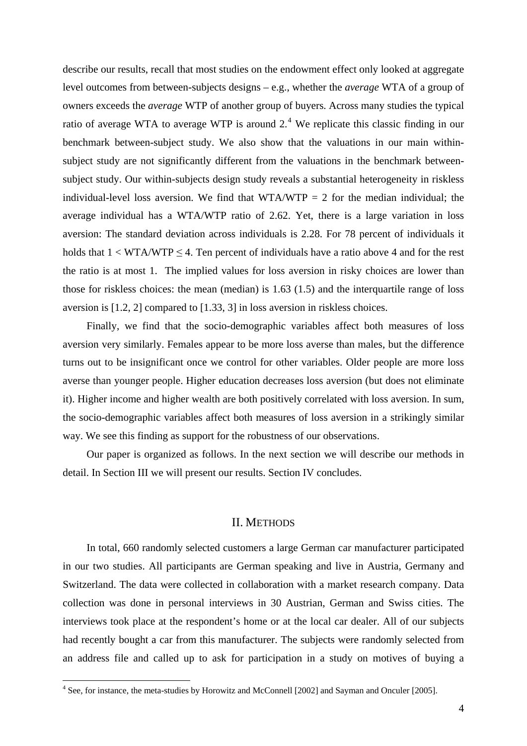describe our results, recall that most studies on the endowment effect only looked at aggregate level outcomes from between-subjects designs – e.g., whether the *average* WTA of a group of owners exceeds the *average* WTP of another group of buyers. Across many studies the typical ratio of average WTA to average WTP is around 2.[4] We replicate this classic finding in our benchmark between-subject study. We also show that the valuations in our main within-subject study are not significantly different from the valuations in the benchmark between-subject study. Our within-subjects design study reveals a substantial heterogeneity in riskless individual-level loss aversion. We find that WTA/WTP = 2 for the median individual; the average individual has a WTA/WTP ratio of 2.62. Yet, there is a large variation in loss aversion: The standard deviation across individuals is 2.28. For 78 percent of individuals it holds that $1 <$ WTA/WTP $\leq 4$. Ten percent of individuals have a ratio above 4 and for the rest the ratio is at most 1. The implied values for loss aversion in risky choices are lower than those for riskless choices: the mean (median) is 1.63 (1.5) and the interquartile range of loss aversion is [1.2, 2] compared to [1.33, 3] in loss aversion in riskless choices.

Finally, we find that the socio-demographic variables affect both measures of loss aversion very similarly. Females appear to be more loss averse than males, but the difference turns out to be insignificant once we control for other variables. Older people are more loss averse than younger people. Higher education decreases loss aversion (but does not eliminate it). Higher income and higher wealth are both positively correlated with loss aversion. In sum, the socio-demographic variables affect both measures of loss aversion in a strikingly similar way. We see this finding as support for the robustness of our observations.

Our paper is organized as follows. In the next section we will describe our methods in detail. In Section III we will present our results. Section IV concludes.

## II. METHODS

In total, 660 randomly selected customers a large German car manufacturer participated in our two studies. All participants are German speaking and live in Austria, Germany and Switzerland. The data were collected in collaboration with a market research company. Data collection was done in personal interviews in 30 Austrian, German and Swiss cities. The interviews took place at the respondent's home or at the local car dealer. All of our subjects had recently bought a car from this manufacturer. The subjects were randomly selected from an address file and called up to ask for participation in a study on motives of buying a

[4] See, for instance, the meta-studies by Horowitz and McConnell [2002] and Sayman and Onculer [2005].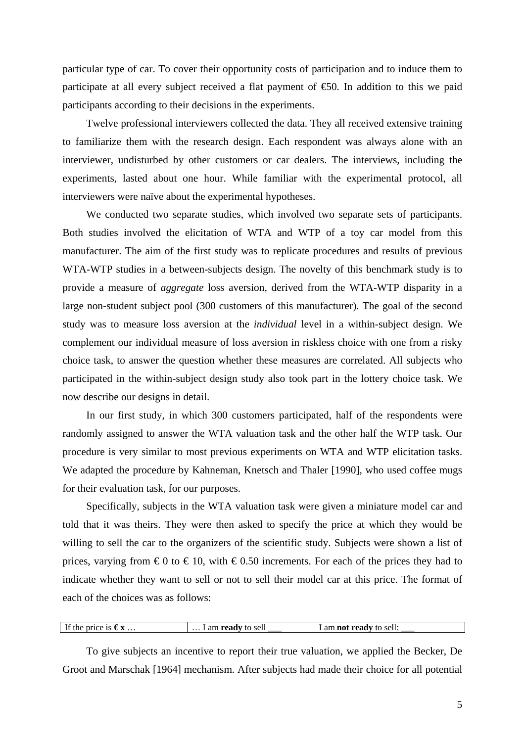particular type of car. To cover their opportunity costs of participation and to induce them to participate at all every subject received a flat payment of €50. In addition to this we paid participants according to their decisions in the experiments.

Twelve professional interviewers collected the data. They all received extensive training to familiarize them with the research design. Each respondent was always alone with an interviewer, undisturbed by other customers or car dealers. The interviews, including the experiments, lasted about one hour. While familiar with the experimental protocol, all interviewers were naïve about the experimental hypotheses.

We conducted two separate studies, which involved two separate sets of participants. Both studies involved the elicitation of WTA and WTP of a toy car model from this manufacturer. The aim of the first study was to replicate procedures and results of previous WTA-WTP studies in a between-subjects design. The novelty of this benchmark study is to provide a measure of *aggregate* loss aversion, derived from the WTA-WTP disparity in a large non-student subject pool (300 customers of this manufacturer). The goal of the second study was to measure loss aversion at the *individual* level in a within-subject design. We complement our individual measure of loss aversion in riskless choice with one from a risky choice task, to answer the question whether these measures are correlated. All subjects who participated in the within-subject design study also took part in the lottery choice task. We now describe our designs in detail.

In our first study, in which 300 customers participated, half of the respondents were randomly assigned to answer the WTA valuation task and the other half the WTP task. Our procedure is very similar to most previous experiments on WTA and WTP elicitation tasks. We adapted the procedure by Kahneman, Knetsch and Thaler [1990], who used coffee mugs for their evaluation task, for our purposes.

Specifically, subjects in the WTA valuation task were given a miniature model car and told that it was theirs. They were then asked to specify the price at which they would be willing to sell the car to the organizers of the scientific study. Subjects were shown a list of prices, varying from € 0 to € 10, with € 0.50 increments. For each of the prices they had to indicate whether they want to sell or not to sell their model car at this price. The format of each of the choices was as follows:

| If the price is **€ x** … | … I am **ready** to sell ___ &nbsp;&nbsp;&nbsp; I am **not ready** to sell: ___ |
|---|---|

To give subjects an incentive to report their true valuation, we applied the Becker, De Groot and Marschak [1964] mechanism. After subjects had made their choice for all potential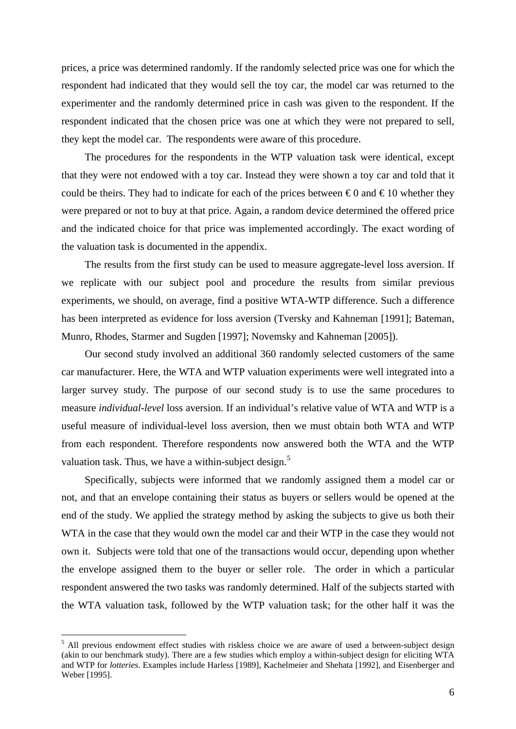prices, a price was determined randomly. If the randomly selected price was one for which the respondent had indicated that they would sell the toy car, the model car was returned to the experimenter and the randomly determined price in cash was given to the respondent. If the respondent indicated that the chosen price was one at which they were not prepared to sell, they kept the model car. The respondents were aware of this procedure.

The procedures for the respondents in the WTP valuation task were identical, except that they were not endowed with a toy car. Instead they were shown a toy car and told that it could be theirs. They had to indicate for each of the prices between € 0 and € 10 whether they were prepared or not to buy at that price. Again, a random device determined the offered price and the indicated choice for that price was implemented accordingly. The exact wording of the valuation task is documented in the appendix.

The results from the first study can be used to measure aggregate-level loss aversion. If we replicate with our subject pool and procedure the results from similar previous experiments, we should, on average, find a positive WTA-WTP difference. Such a difference has been interpreted as evidence for loss aversion (Tversky and Kahneman [1991]; Bateman, Munro, Rhodes, Starmer and Sugden [1997]; Novemsky and Kahneman [2005]).

Our second study involved an additional 360 randomly selected customers of the same car manufacturer. Here, the WTA and WTP valuation experiments were well integrated into a larger survey study. The purpose of our second study is to use the same procedures to measure *individual-level* loss aversion. If an individual's relative value of WTA and WTP is a useful measure of individual-level loss aversion, then we must obtain both WTA and WTP from each respondent. Therefore respondents now answered both the WTA and the WTP valuation task. Thus, we have a within-subject design.[5]

Specifically, subjects were informed that we randomly assigned them a model car or not, and that an envelope containing their status as buyers or sellers would be opened at the end of the study. We applied the strategy method by asking the subjects to give us both their WTA in the case that they would own the model car and their WTP in the case they would not own it. Subjects were told that one of the transactions would occur, depending upon whether the envelope assigned them to the buyer or seller role. The order in which a particular respondent answered the two tasks was randomly determined. Half of the subjects started with the WTA valuation task, followed by the WTP valuation task; for the other half it was the

[5] All previous endowment effect studies with riskless choice we are aware of used a between-subject design (akin to our benchmark study). There are a few studies which employ a within-subject design for eliciting WTA and WTP for *lotteries*. Examples include Harless [1989], Kachelmeier and Shehata [1992], and Eisenberger and Weber [1995].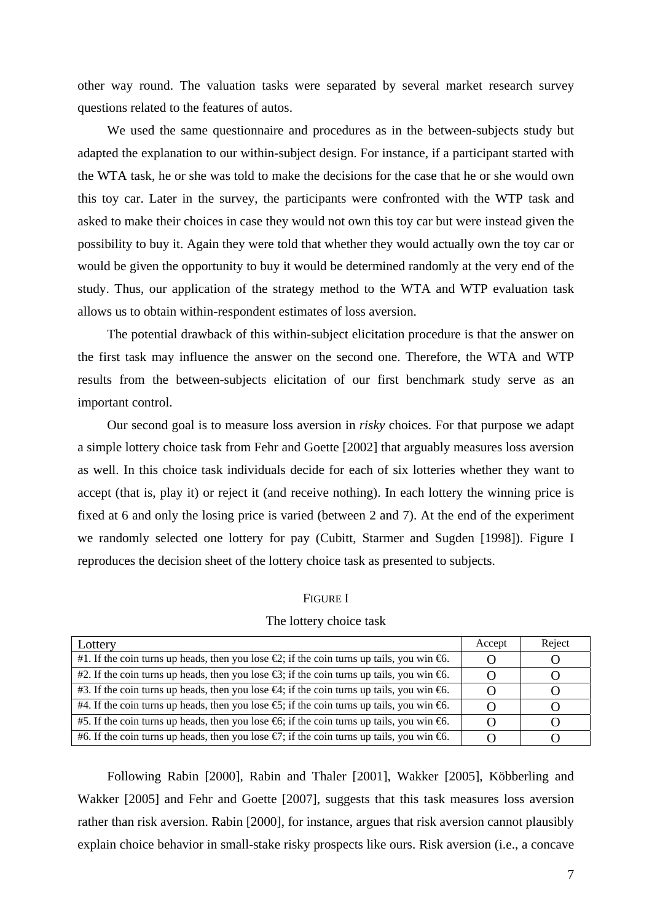other way round. The valuation tasks were separated by several market research survey questions related to the features of autos.

We used the same questionnaire and procedures as in the between-subjects study but adapted the explanation to our within-subject design. For instance, if a participant started with the WTA task, he or she was told to make the decisions for the case that he or she would own this toy car. Later in the survey, the participants were confronted with the WTP task and asked to make their choices in case they would not own this toy car but were instead given the possibility to buy it. Again they were told that whether they would actually own the toy car or would be given the opportunity to buy it would be determined randomly at the very end of the study. Thus, our application of the strategy method to the WTA and WTP evaluation task allows us to obtain within-respondent estimates of loss aversion.

The potential drawback of this within-subject elicitation procedure is that the answer on the first task may influence the answer on the second one. Therefore, the WTA and WTP results from the between-subjects elicitation of our first benchmark study serve as an important control.

Our second goal is to measure loss aversion in *risky* choices. For that purpose we adapt a simple lottery choice task from Fehr and Goette [2002] that arguably measures loss aversion as well. In this choice task individuals decide for each of six lotteries whether they want to accept (that is, play it) or reject it (and receive nothing). In each lottery the winning price is fixed at 6 and only the losing price is varied (between 2 and 7). At the end of the experiment we randomly selected one lottery for pay (Cubitt, Starmer and Sugden [1998]). Figure I reproduces the decision sheet of the lottery choice task as presented to subjects.

FIGURE I

The lottery choice task

| Lottery | Accept | Reject |
|---|---|---|
| #1. If the coin turns up heads, then you lose €2; if the coin turns up tails, you win €6. | O | O |
| #2. If the coin turns up heads, then you lose €3; if the coin turns up tails, you win €6. | O | O |
| #3. If the coin turns up heads, then you lose €4; if the coin turns up tails, you win €6. | O | O |
| #4. If the coin turns up heads, then you lose €5; if the coin turns up tails, you win €6. | O | O |
| #5. If the coin turns up heads, then you lose €6; if the coin turns up tails, you win €6. | O | O |
| #6. If the coin turns up heads, then you lose €7; if the coin turns up tails, you win €6. | O | O |

Following Rabin [2000], Rabin and Thaler [2001], Wakker [2005], Köbberling and Wakker [2005] and Fehr and Goette [2007], suggests that this task measures loss aversion rather than risk aversion. Rabin [2000], for instance, argues that risk aversion cannot plausibly explain choice behavior in small-stake risky prospects like ours. Risk aversion (i.e., a concave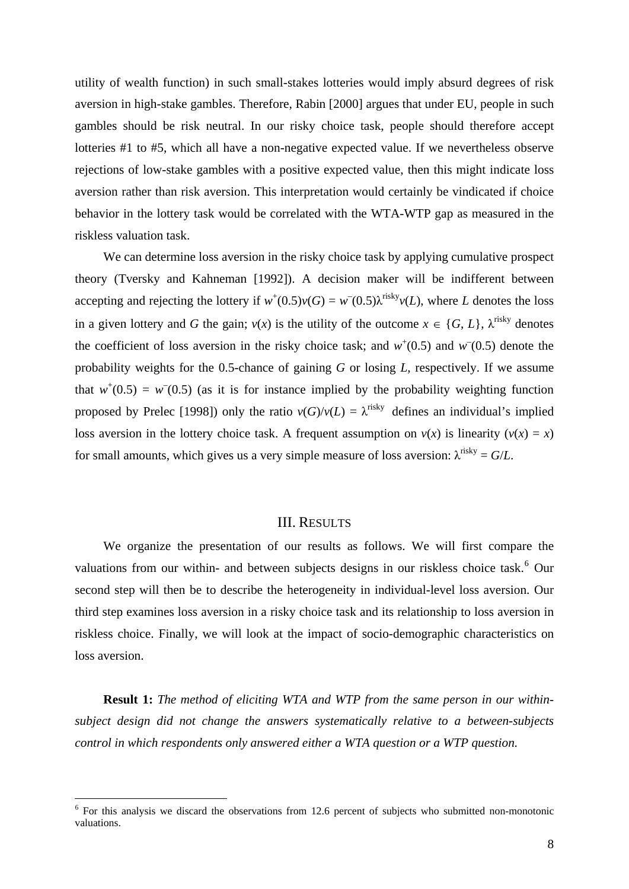utility of wealth function) in such small-stakes lotteries would imply absurd degrees of risk aversion in high-stake gambles. Therefore, Rabin [2000] argues that under EU, people in such gambles should be risk neutral. In our risky choice task, people should therefore accept lotteries #1 to #5, which all have a non-negative expected value. If we nevertheless observe rejections of low-stake gambles with a positive expected value, then this might indicate loss aversion rather than risk aversion. This interpretation would certainly be vindicated if choice behavior in the lottery task would be correlated with the WTA-WTP gap as measured in the riskless valuation task.

We can determine loss aversion in the risky choice task by applying cumulative prospect theory (Tversky and Kahneman [1992]). A decision maker will be indifferent between accepting and rejecting the lottery if $w^{+}(0.5)v(G) = w^{-}(0.5)\lambda^{\text{risky}}v(L)$, where $L$ denotes the loss in a given lottery and $G$ the gain; $v(x)$ is the utility of the outcome $x \in \{G, L\}$, $\lambda^{\text{risky}}$ denotes the coefficient of loss aversion in the risky choice task; and $w^{+}(0.5)$ and $w^{-}(0.5)$ denote the probability weights for the 0.5-chance of gaining $G$ or losing $L$, respectively. If we assume that $w^{+}(0.5) = w^{-}(0.5)$ (as it is for instance implied by the probability weighting function proposed by Prelec [1998]) only the ratio $v(G)/v(L) = \lambda^{\text{risky}}$ defines an individual's implied loss aversion in the lottery choice task. A frequent assumption on $v(x)$ is linearity ($v(x) = x$) for small amounts, which gives us a very simple measure of loss aversion: $\lambda^{\text{risky}} = G/L$.

## III. RESULTS

We organize the presentation of our results as follows. We will first compare the valuations from our within- and between subjects designs in our riskless choice task.[6] Our second step will then be to describe the heterogeneity in individual-level loss aversion. Our third step examines loss aversion in a risky choice task and its relationship to loss aversion in riskless choice. Finally, we will look at the impact of socio-demographic characteristics on loss aversion.

**Result 1:** *The method of eliciting WTA and WTP from the same person in our within-subject design did not change the answers systematically relative to a between-subjects control in which respondents only answered either a WTA question or a WTP question.*

---

[6] For this analysis we discard the observations from 12.6 percent of subjects who submitted non-monotonic valuations.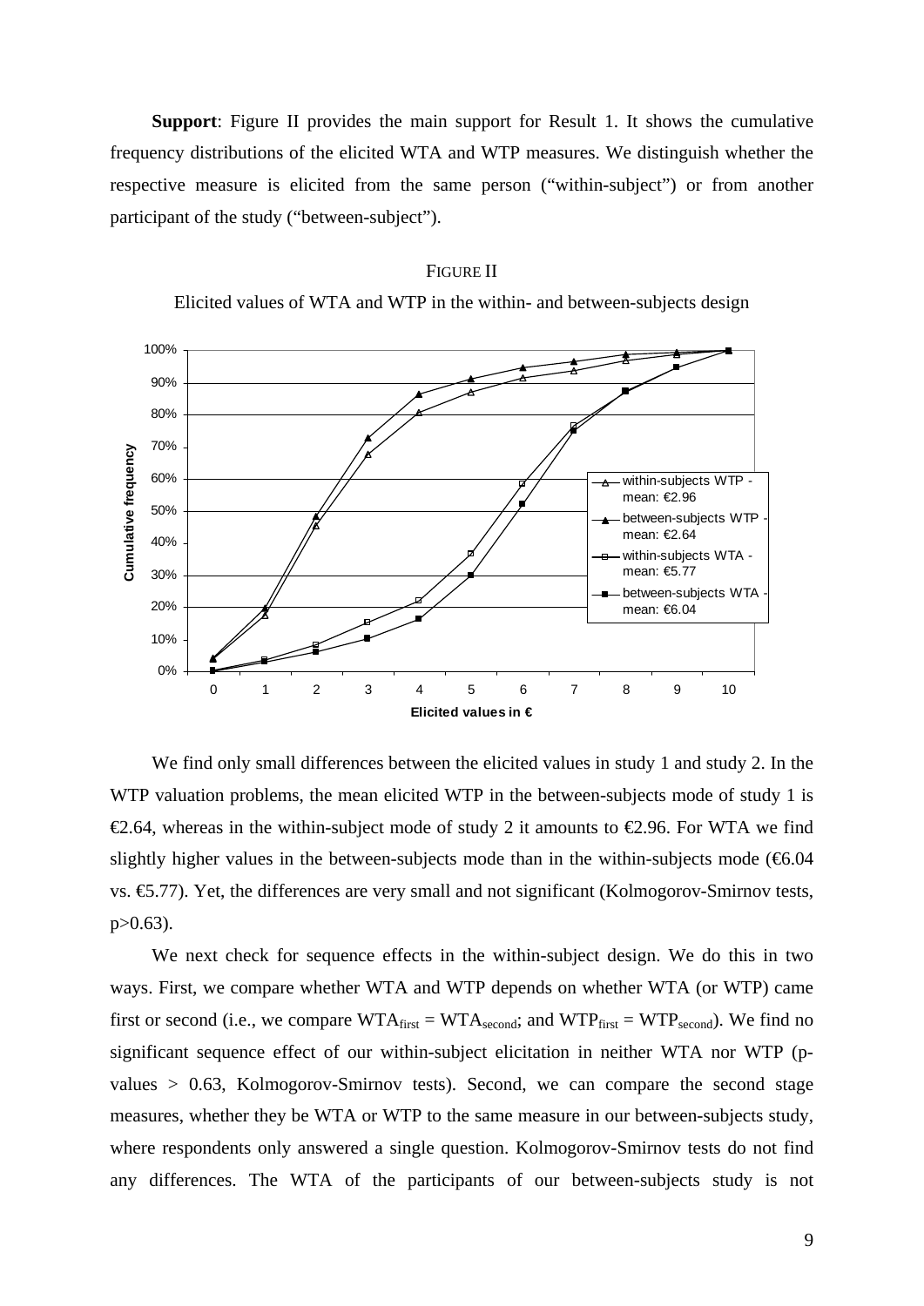**Support**: Figure II provides the main support for Result 1. It shows the cumulative frequency distributions of the elicited WTA and WTP measures. We distinguish whether the respective measure is elicited from the same person ("within-subject") or from another participant of the study ("between-subject").

FIGURE II

Elicited values of WTA and WTP in the within- and between-subjects design

We find only small differences between the elicited values in study 1 and study 2. In the WTP valuation problems, the mean elicited WTP in the between-subjects mode of study 1 is €2.64, whereas in the within-subject mode of study 2 it amounts to €2.96. For WTA we find slightly higher values in the between-subjects mode than in the within-subjects mode (€6.04 vs. €5.77). Yet, the differences are very small and not significant (Kolmogorov-Smirnov tests, $p>0.63$).

We next check for sequence effects in the within-subject design. We do this in two ways. First, we compare whether WTA and WTP depends on whether WTA (or WTP) came first or second (i.e., we compare $WTA_{first} = WTA_{second}$; and $WTP_{first} = WTP_{second}$). We find no significant sequence effect of our within-subject elicitation in neither WTA nor WTP (p-values $> 0.63$, Kolmogorov-Smirnov tests). Second, we can compare the second stage measures, whether they be WTA or WTP to the same measure in our between-subjects study, where respondents only answered a single question. Kolmogorov-Smirnov tests do not find any differences. The WTA of the participants of our between-subjects study is not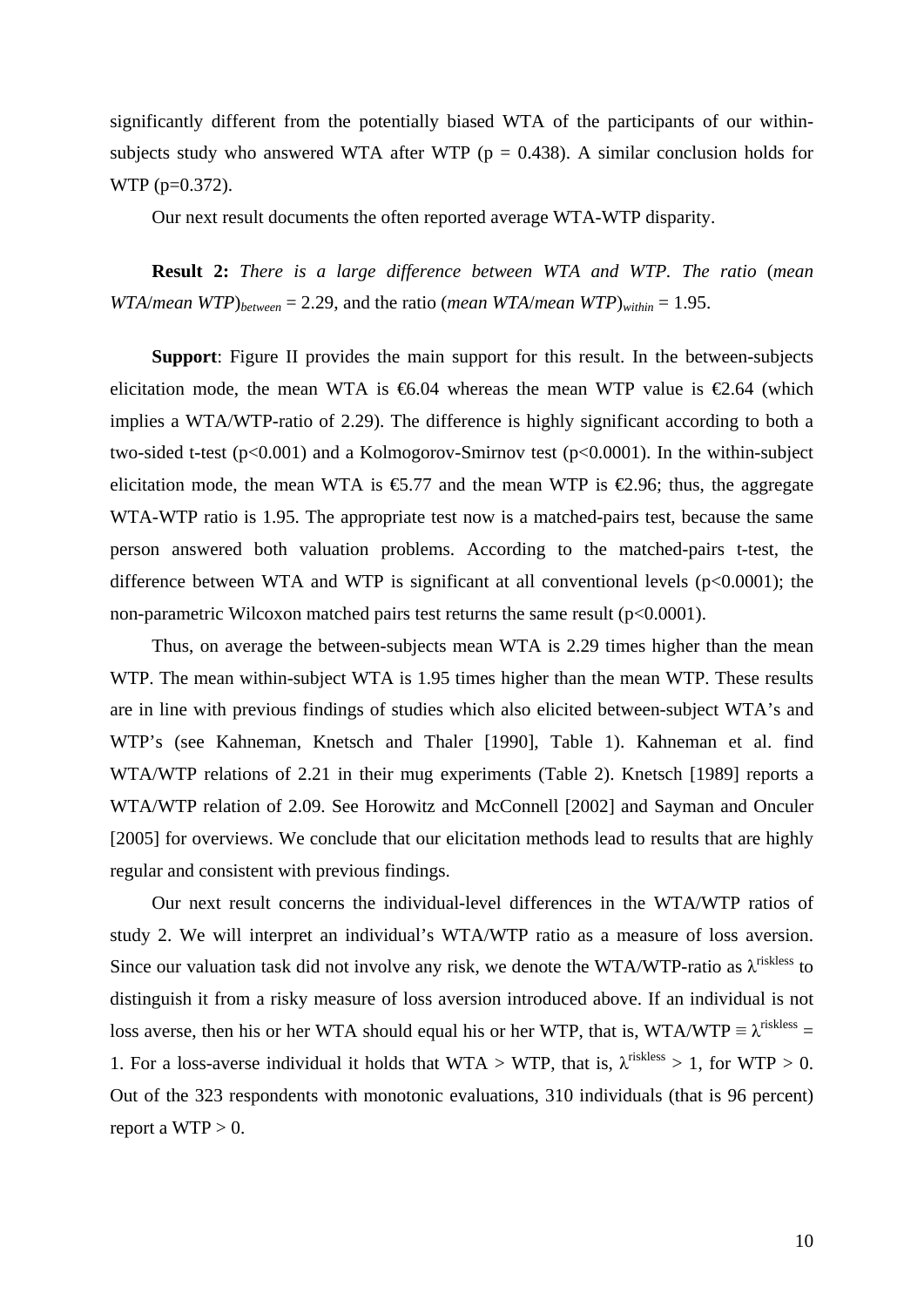significantly different from the potentially biased WTA of the participants of our within-subjects study who answered WTA after WTP ($p = 0.438$). A similar conclusion holds for WTP ($p=0.372$).

Our next result documents the often reported average WTA-WTP disparity.

**Result 2:** *There is a large difference between WTA and WTP. The ratio* (*mean WTA/mean WTP*)$_{between}$ = 2.29, and the ratio (*mean WTA/mean WTP*)$_{within}$ = 1.95.

**Support**: Figure II provides the main support for this result. In the between-subjects elicitation mode, the mean WTA is €6.04 whereas the mean WTP value is €2.64 (which implies a WTA/WTP-ratio of 2.29). The difference is highly significant according to both a two-sided t-test ($p<0.001$) and a Kolmogorov-Smirnov test ($p<0.0001$). In the within-subject elicitation mode, the mean WTA is €5.77 and the mean WTP is €2.96; thus, the aggregate WTA-WTP ratio is 1.95. The appropriate test now is a matched-pairs test, because the same person answered both valuation problems. According to the matched-pairs t-test, the difference between WTA and WTP is significant at all conventional levels ($p<0.0001$); the non-parametric Wilcoxon matched pairs test returns the same result ($p<0.0001$).

Thus, on average the between-subjects mean WTA is 2.29 times higher than the mean WTP. The mean within-subject WTA is 1.95 times higher than the mean WTP. These results are in line with previous findings of studies which also elicited between-subject WTA's and WTP's (see Kahneman, Knetsch and Thaler [1990], Table 1). Kahneman et al. find WTA/WTP relations of 2.21 in their mug experiments (Table 2). Knetsch [1989] reports a WTA/WTP relation of 2.09. See Horowitz and McConnell [2002] and Sayman and Onculer [2005] for overviews. We conclude that our elicitation methods lead to results that are highly regular and consistent with previous findings.

Our next result concerns the individual-level differences in the WTA/WTP ratios of study 2. We will interpret an individual's WTA/WTP ratio as a measure of loss aversion. Since our valuation task did not involve any risk, we denote the WTA/WTP-ratio as $\lambda^{riskless}$ to distinguish it from a risky measure of loss aversion introduced above. If an individual is not loss averse, then his or her WTA should equal his or her WTP, that is, WTA/WTP $\equiv \lambda^{riskless} = 1$. For a loss-averse individual it holds that WTA > WTP, that is, $\lambda^{riskless} > 1$, for WTP > 0. Out of the 323 respondents with monotonic evaluations, 310 individuals (that is 96 percent) report a WTP > 0.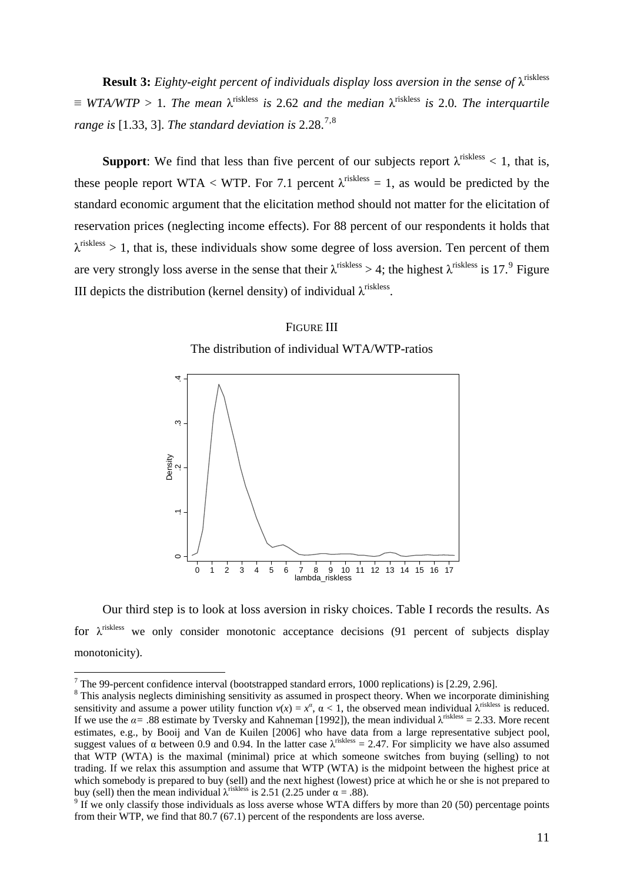**Result 3:** *Eighty-eight percent of individuals display loss aversion in the sense of* $\lambda^{\text{riskless}} \equiv WTA/WTP > 1$. *The mean* $\lambda^{\text{riskless}}$ *is* 2.62 *and the median* $\lambda^{\text{riskless}}$ *is* 2.0. *The interquartile range is* [1.33, 3]. *The standard deviation is* 2.28.[7,8]

**Support**: We find that less than five percent of our subjects report $\lambda^{\text{riskless}} < 1$, that is, these people report WTA < WTP. For 7.1 percent $\lambda^{\text{riskless}} = 1$, as would be predicted by the standard economic argument that the elicitation method should not matter for the elicitation of reservation prices (neglecting income effects). For 88 percent of our respondents it holds that $\lambda^{\text{riskless}} > 1$, that is, these individuals show some degree of loss aversion. Ten percent of them are very strongly loss averse in the sense that their $\lambda^{\text{riskless}} > 4$; the highest $\lambda^{\text{riskless}}$ is 17.[9] Figure III depicts the distribution (kernel density) of individual $\lambda^{\text{riskless}}$.

FIGURE III

The distribution of individual WTA/WTP-ratios

Our third step is to look at loss aversion in risky choices. Table I records the results. As for $\lambda^{\text{riskless}}$ we only consider monotonic acceptance decisions (91 percent of subjects display monotonicity).

---

[7] The 99-percent confidence interval (bootstrapped standard errors, 1000 replications) is [2.29, 2.96].

[8] This analysis neglects diminishing sensitivity as assumed in prospect theory. When we incorporate diminishing sensitivity and assume a power utility function $v(x) = x^{\alpha}$, $\alpha < 1$, the observed mean individual $\lambda^{\text{riskless}}$ is reduced. If we use the $\alpha = .88$ estimate by Tversky and Kahneman [1992]), the mean individual $\lambda^{\text{riskless}} = 2.33$. More recent estimates, e.g., by Booij and Van de Kuilen [2006] who have data from a large representative subject pool, suggest values of $\alpha$ between 0.9 and 0.94. In the latter case $\lambda^{\text{riskless}} = 2.47$. For simplicity we have also assumed that WTP (WTA) is the maximal (minimal) price at which someone switches from buying (selling) to not trading. If we relax this assumption and assume that WTP (WTA) is the midpoint between the highest price at which somebody is prepared to buy (sell) and the next highest (lowest) price at which he or she is not prepared to buy (sell) then the mean individual $\lambda^{\text{riskless}}$ is 2.51 (2.25 under $\alpha = .88$).

[9] If we only classify those individuals as loss averse whose WTA differs by more than 20 (50) percentage points from their WTP, we find that 80.7 (67.1) percent of the respondents are loss averse.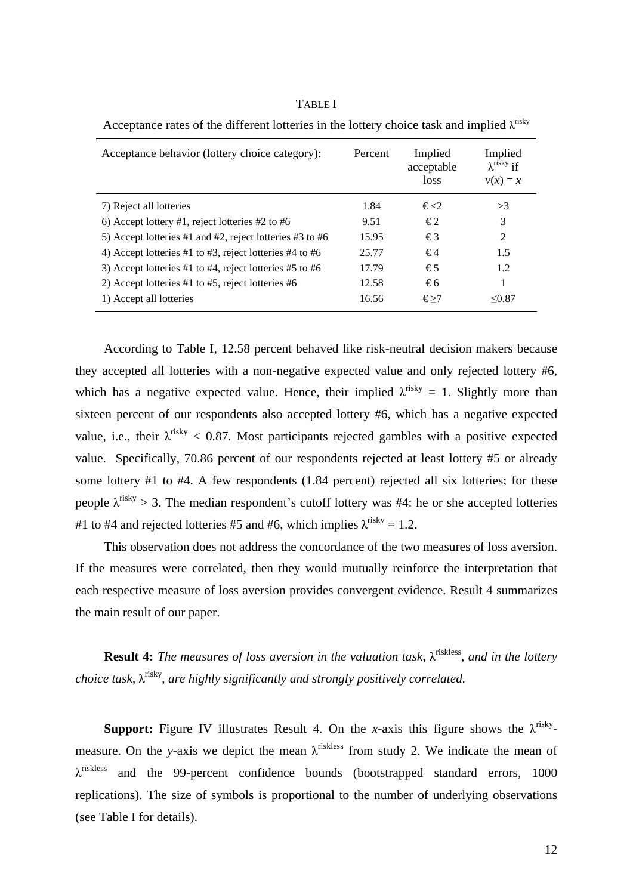TABLE I

Acceptance rates of the different lotteries in the lottery choice task and implied $\lambda^{risky}$

| Acceptance behavior (lottery choice category): | Percent | Implied acceptable loss | Implied $\lambda^{risky}$ if $v(x) = x$ |
|---|---|---|---|
| 7) Reject all lotteries | 1.84 | €<2 | >3 |
| 6) Accept lottery #1, reject lotteries #2 to #6 | 9.51 | €2 | 3 |
| 5) Accept lotteries #1 and #2, reject lotteries #3 to #6 | 15.95 | €3 | 2 |
| 4) Accept lotteries #1 to #3, reject lotteries #4 to #6 | 25.77 | €4 | 1.5 |
| 3) Accept lotteries #1 to #4, reject lotteries #5 to #6 | 17.79 | €5 | 1.2 |
| 2) Accept lotteries #1 to #5, reject lotteries #6 | 12.58 | €6 | 1 |
| 1) Accept all lotteries | 16.56 | €≥7 | ≤0.87 |

According to Table I, 12.58 percent behaved like risk-neutral decision makers because they accepted all lotteries with a non-negative expected value and only rejected lottery #6, which has a negative expected value. Hence, their implied $\lambda^{risky} = 1$. Slightly more than sixteen percent of our respondents also accepted lottery #6, which has a negative expected value, i.e., their $\lambda^{risky} < 0.87$. Most participants rejected gambles with a positive expected value. Specifically, 70.86 percent of our respondents rejected at least lottery #5 or already some lottery #1 to #4. A few respondents (1.84 percent) rejected all six lotteries; for these people $\lambda^{risky} > 3$. The median respondent's cutoff lottery was #4: he or she accepted lotteries #1 to #4 and rejected lotteries #5 and #6, which implies $\lambda^{risky} = 1.2$.

This observation does not address the concordance of the two measures of loss aversion. If the measures were correlated, then they would mutually reinforce the interpretation that each respective measure of loss aversion provides convergent evidence. Result 4 summarizes the main result of our paper.

**Result 4:** *The measures of loss aversion in the valuation task, $\lambda^{riskless}$, and in the lottery choice task, $\lambda^{risky}$, are highly significantly and strongly positively correlated.*

**Support:** Figure IV illustrates Result 4. On the *x*-axis this figure shows the $\lambda^{risky}$-measure. On the *y*-axis we depict the mean $\lambda^{riskless}$ from study 2. We indicate the mean of $\lambda^{riskless}$ and the 99-percent confidence bounds (bootstrapped standard errors, 1000 replications). The size of symbols is proportional to the number of underlying observations (see Table I for details).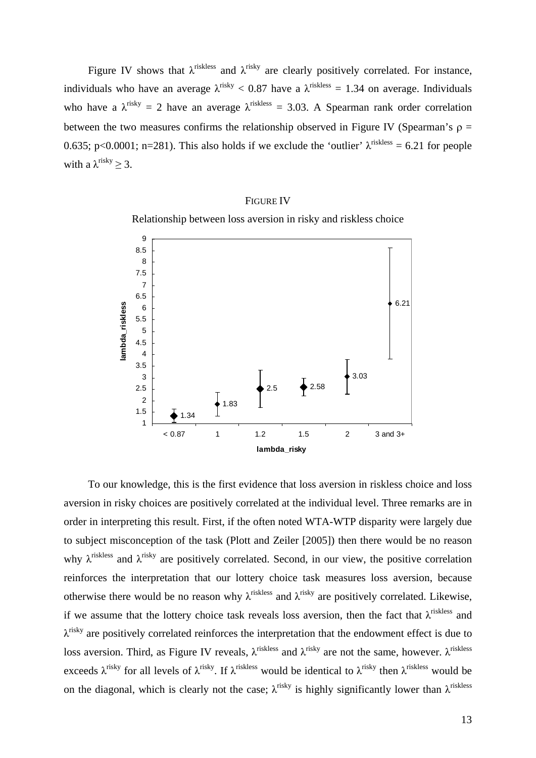Figure IV shows that $\lambda^{riskless}$ and $\lambda^{risky}$ are clearly positively correlated. For instance, individuals who have an average $\lambda^{risky} < 0.87$ have a $\lambda^{riskless} = 1.34$ on average. Individuals who have a $\lambda^{risky} = 2$ have an average $\lambda^{riskless} = 3.03$. A Spearman rank order correlation between the two measures confirms the relationship observed in Figure IV (Spearman's $\rho = 0.635$; $p<0.0001$; $n=281$). This also holds if we exclude the 'outlier' $\lambda^{riskless} = 6.21$ for people with a $\lambda^{risky} \geq 3$.

FIGURE IV

Relationship between loss aversion in risky and riskless choice

| lambda_risky | lambda_riskless |
|---|---|
| < 0.87 | 1.34 |
| 1 | 1.83 |
| 1.2 | 2.5 |
| 1.5 | 2.58 |
| 2 | 3.03 |
| 3 and 3+ | 6.21 |

To our knowledge, this is the first evidence that loss aversion in riskless choice and loss aversion in risky choices are positively correlated at the individual level. Three remarks are in order in interpreting this result. First, if the often noted WTA-WTP disparity were largely due to subject misconception of the task (Plott and Zeiler [2005]) then there would be no reason why $\lambda^{riskless}$ and $\lambda^{risky}$ are positively correlated. Second, in our view, the positive correlation reinforces the interpretation that our lottery choice task measures loss aversion, because otherwise there would be no reason why $\lambda^{riskless}$ and $\lambda^{risky}$ are positively correlated. Likewise, if we assume that the lottery choice task reveals loss aversion, then the fact that $\lambda^{riskless}$ and $\lambda^{risky}$ are positively correlated reinforces the interpretation that the endowment effect is due to loss aversion. Third, as Figure IV reveals, $\lambda^{riskless}$ and $\lambda^{risky}$ are not the same, however. $\lambda^{riskless}$ exceeds $\lambda^{risky}$ for all levels of $\lambda^{risky}$. If $\lambda^{riskless}$ would be identical to $\lambda^{risky}$ then $\lambda^{riskless}$ would be on the diagonal, which is clearly not the case; $\lambda^{risky}$ is highly significantly lower than $\lambda^{riskless}$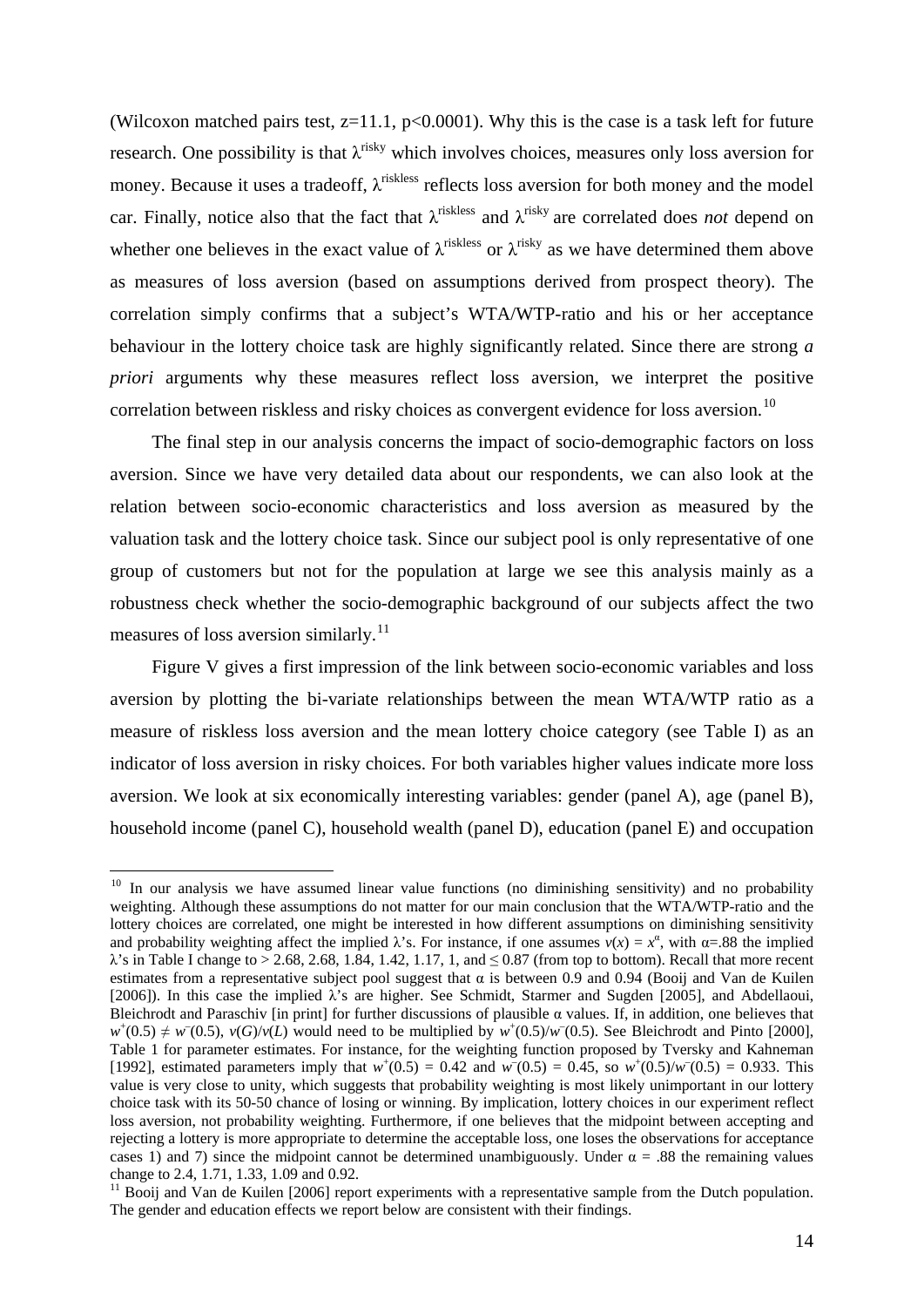(Wilcoxon matched pairs test, $z=11.1$, $p<0.0001$). Why this is the case is a task left for future research. One possibility is that $\lambda^{risky}$ which involves choices, measures only loss aversion for money. Because it uses a tradeoff, $\lambda^{riskless}$ reflects loss aversion for both money and the model car. Finally, notice also that the fact that $\lambda^{riskless}$ and $\lambda^{risky}$ are correlated does *not* depend on whether one believes in the exact value of $\lambda^{riskless}$ or $\lambda^{risky}$ as we have determined them above as measures of loss aversion (based on assumptions derived from prospect theory). The correlation simply confirms that a subject's WTA/WTP-ratio and his or her acceptance behaviour in the lottery choice task are highly significantly related. Since there are strong *a priori* arguments why these measures reflect loss aversion, we interpret the positive correlation between riskless and risky choices as convergent evidence for loss aversion.[10]

The final step in our analysis concerns the impact of socio-demographic factors on loss aversion. Since we have very detailed data about our respondents, we can also look at the relation between socio-economic characteristics and loss aversion as measured by the valuation task and the lottery choice task. Since our subject pool is only representative of one group of customers but not for the population at large we see this analysis mainly as a robustness check whether the socio-demographic background of our subjects affect the two measures of loss aversion similarly.[11]

Figure V gives a first impression of the link between socio-economic variables and loss aversion by plotting the bi-variate relationships between the mean WTA/WTP ratio as a measure of riskless loss aversion and the mean lottery choice category (see Table I) as an indicator of loss aversion in risky choices. For both variables higher values indicate more loss aversion. We look at six economically interesting variables: gender (panel A), age (panel B), household income (panel C), household wealth (panel D), education (panel E) and occupation

---

[10] In our analysis we have assumed linear value functions (no diminishing sensitivity) and no probability weighting. Although these assumptions do not matter for our main conclusion that the WTA/WTP-ratio and the lottery choices are correlated, one might be interested in how different assumptions on diminishing sensitivity and probability weighting affect the implied λ's. For instance, if one assumes $v(x) = x^{\alpha}$, with $\alpha=.88$ the implied λ's in Table I change to > 2.68, 2.68, 1.84, 1.42, 1.17, 1, and ≤ 0.87 (from top to bottom). Recall that more recent estimates from a representative subject pool suggest that α is between 0.9 and 0.94 (Booij and Van de Kuilen [2006]). In this case the implied λ's are higher. See Schmidt, Starmer and Sugden [2005], and Abdellaoui, Bleichrodt and Paraschiv [in print] for further discussions of plausible α values. If, in addition, one believes that $w^{+}(0.5) \neq w^{-}(0.5)$, $v(G)/v(L)$ would need to be multiplied by $w^{+}(0.5)/w^{-}(0.5)$. See Bleichrodt and Pinto [2000], Table 1 for parameter estimates. For instance, for the weighting function proposed by Tversky and Kahneman [1992], estimated parameters imply that $w^{+}(0.5) = 0.42$ and $w^{-}(0.5) = 0.45$, so $w^{+}(0.5)/w^{-}(0.5) = 0.933$. This value is very close to unity, which suggests that probability weighting is most likely unimportant in our lottery choice task with its 50-50 chance of losing or winning. By implication, lottery choices in our experiment reflect loss aversion, not probability weighting. Furthermore, if one believes that the midpoint between accepting and rejecting a lottery is more appropriate to determine the acceptable loss, one loses the observations for acceptance cases 1) and 7) since the midpoint cannot be determined unambiguously. Under $\alpha = .88$ the remaining values change to 2.4, 1.71, 1.33, 1.09 and 0.92.

[11] Booij and Van de Kuilen [2006] report experiments with a representative sample from the Dutch population. The gender and education effects we report below are consistent with their findings.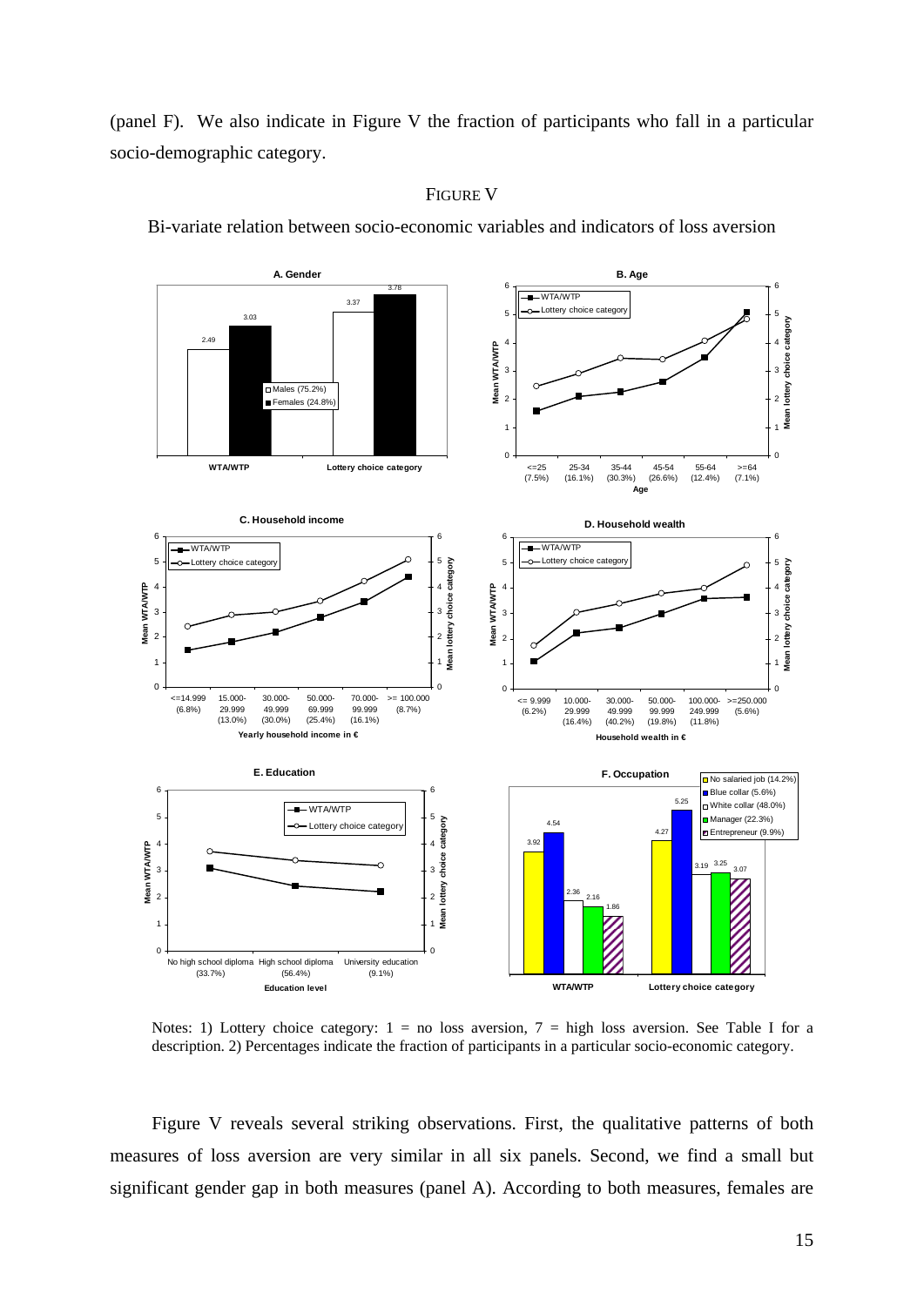(panel F). We also indicate in Figure V the fraction of participants who fall in a particular socio-demographic category.

FIGURE V

Bi-variate relation between socio-economic variables and indicators of loss aversion

Notes: 1) Lottery choice category: 1 = no loss aversion, 7 = high loss aversion. See Table I for a description. 2) Percentages indicate the fraction of participants in a particular socio-economic category.

Figure V reveals several striking observations. First, the qualitative patterns of both measures of loss aversion are very similar in all six panels. Second, we find a small but significant gender gap in both measures (panel A). According to both measures, females are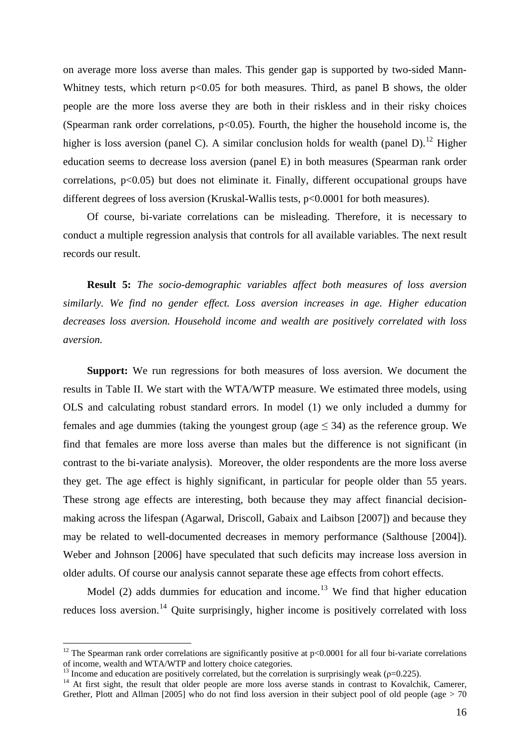on average more loss averse than males. This gender gap is supported by two-sided Mann-Whitney tests, which return $p<0.05$ for both measures. Third, as panel B shows, the older people are the more loss averse they are both in their riskless and in their risky choices (Spearman rank order correlations, $p<0.05$). Fourth, the higher the household income is, the higher is loss aversion (panel C). A similar conclusion holds for wealth (panel D).[12] Higher education seems to decrease loss aversion (panel E) in both measures (Spearman rank order correlations, $p<0.05$) but does not eliminate it. Finally, different occupational groups have different degrees of loss aversion (Kruskal-Wallis tests, $p<0.0001$ for both measures).

Of course, bi-variate correlations can be misleading. Therefore, it is necessary to conduct a multiple regression analysis that controls for all available variables. The next result records our result.

**Result 5:** *The socio-demographic variables affect both measures of loss aversion similarly. We find no gender effect. Loss aversion increases in age. Higher education decreases loss aversion. Household income and wealth are positively correlated with loss aversion.*

**Support:** We run regressions for both measures of loss aversion. We document the results in Table II. We start with the WTA/WTP measure. We estimated three models, using OLS and calculating robust standard errors. In model (1) we only included a dummy for females and age dummies (taking the youngest group (age $\leq 34$) as the reference group. We find that females are more loss averse than males but the difference is not significant (in contrast to the bi-variate analysis). Moreover, the older respondents are the more loss averse they get. The age effect is highly significant, in particular for people older than 55 years. These strong age effects are interesting, both because they may affect financial decision-making across the lifespan (Agarwal, Driscoll, Gabaix and Laibson [2007]) and because they may be related to well-documented decreases in memory performance (Salthouse [2004]). Weber and Johnson [2006] have speculated that such deficits may increase loss aversion in older adults. Of course our analysis cannot separate these age effects from cohort effects.

Model (2) adds dummies for education and income.[13] We find that higher education reduces loss aversion.[14] Quite surprisingly, higher income is positively correlated with loss

---

[12] The Spearman rank order correlations are significantly positive at $p<0.0001$ for all four bi-variate correlations of income, wealth and WTA/WTP and lottery choice categories.

[13] Income and education are positively correlated, but the correlation is surprisingly weak ($\rho=0.225$).

[14] At first sight, the result that older people are more loss averse stands in contrast to Kovalchik, Camerer, Grether, Plott and Allman [2005] who do not find loss aversion in their subject pool of old people (age > 70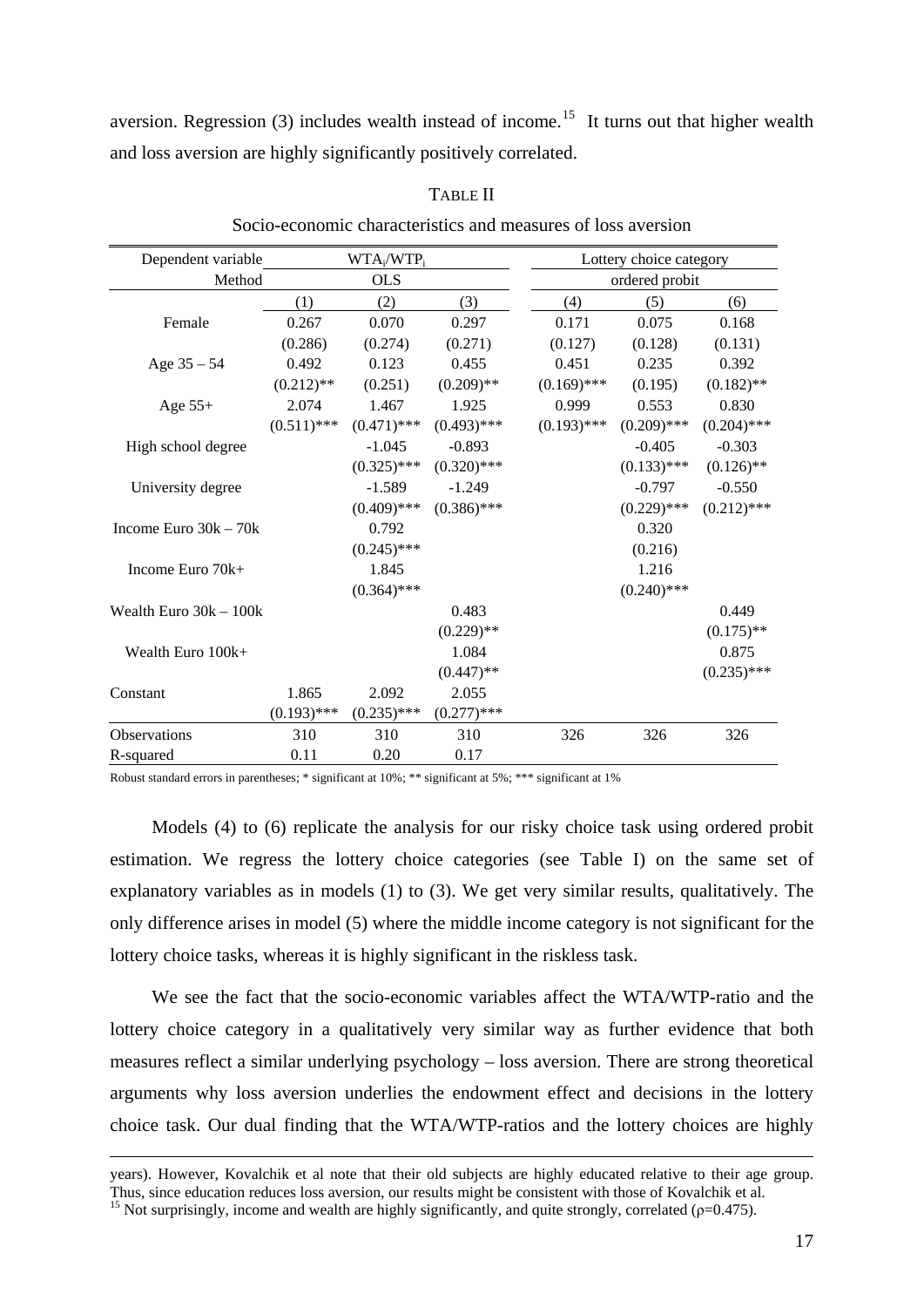aversion. Regression (3) includes wealth instead of income.[15] It turns out that higher wealth and loss aversion are highly significantly positively correlated.

TABLE II

Socio-economic characteristics and measures of loss aversion

| Dependent variable | $WTA_i/WTP_i$ | | | Lottery choice category | | |
|---|---|---|---|---|---|---|
| Method | OLS | | | ordered probit | | |
| | (1) | (2) | (3) | (4) | (5) | (6) |
| Female | 0.267 | 0.070 | 0.297 | 0.171 | 0.075 | 0.168 |
| | (0.286) | (0.274) | (0.271) | (0.127) | (0.128) | (0.131) |
| Age 35 – 54 | 0.492 | 0.123 | 0.455 | 0.451 | 0.235 | 0.392 |
| | (0.212)** | (0.251) | (0.209)** | (0.169)*** | (0.195) | (0.182)** |
| Age 55+ | 2.074 | 1.467 | 1.925 | 0.999 | 0.553 | 0.830 |
| | (0.511)*** | (0.471)*** | (0.493)*** | (0.193)*** | (0.209)*** | (0.204)*** |
| High school degree | | -1.045 | -0.893 | | -0.405 | -0.303 |
| | | (0.325)*** | (0.320)*** | | (0.133)*** | (0.126)** |
| University degree | | -1.589 | -1.249 | | -0.797 | -0.550 |
| | | (0.409)*** | (0.386)*** | | (0.229)*** | (0.212)*** |
| Income Euro 30k – 70k | | 0.792 | | | 0.320 | |
| | | (0.245)*** | | | (0.216) | |
| Income Euro 70k+ | | 1.845 | | | 1.216 | |
| | | (0.364)*** | | | (0.240)*** | |
| Wealth Euro 30k – 100k | | | 0.483 | | | 0.449 |
| | | | (0.229)** | | | (0.175)** |
| Wealth Euro 100k+ | | | 1.084 | | | 0.875 |
| | | | (0.447)** | | | (0.235)*** |
| Constant | 1.865 | 2.092 | 2.055 | | | |
| | (0.193)*** | (0.235)*** | (0.277)*** | | | |
| Observations | 310 | 310 | 310 | 326 | 326 | 326 |
| R-squared | 0.11 | 0.20 | 0.17 | | | |

Robust standard errors in parentheses; * significant at 10%; ** significant at 5%; *** significant at 1%

Models (4) to (6) replicate the analysis for our risky choice task using ordered probit estimation. We regress the lottery choice categories (see Table I) on the same set of explanatory variables as in models (1) to (3). We get very similar results, qualitatively. The only difference arises in model (5) where the middle income category is not significant for the lottery choice tasks, whereas it is highly significant in the riskless task.

We see the fact that the socio-economic variables affect the WTA/WTP-ratio and the lottery choice category in a qualitatively very similar way as further evidence that both measures reflect a similar underlying psychology – loss aversion. There are strong theoretical arguments why loss aversion underlies the endowment effect and decisions in the lottery choice task. Our dual finding that the WTA/WTP-ratios and the lottery choices are highly

years). However, Kovalchik et al note that their old subjects are highly educated relative to their age group. Thus, since education reduces loss aversion, our results might be consistent with those of Kovalchik et al.

[15] Not surprisingly, income and wealth are highly significantly, and quite strongly, correlated ($\rho$=0.475).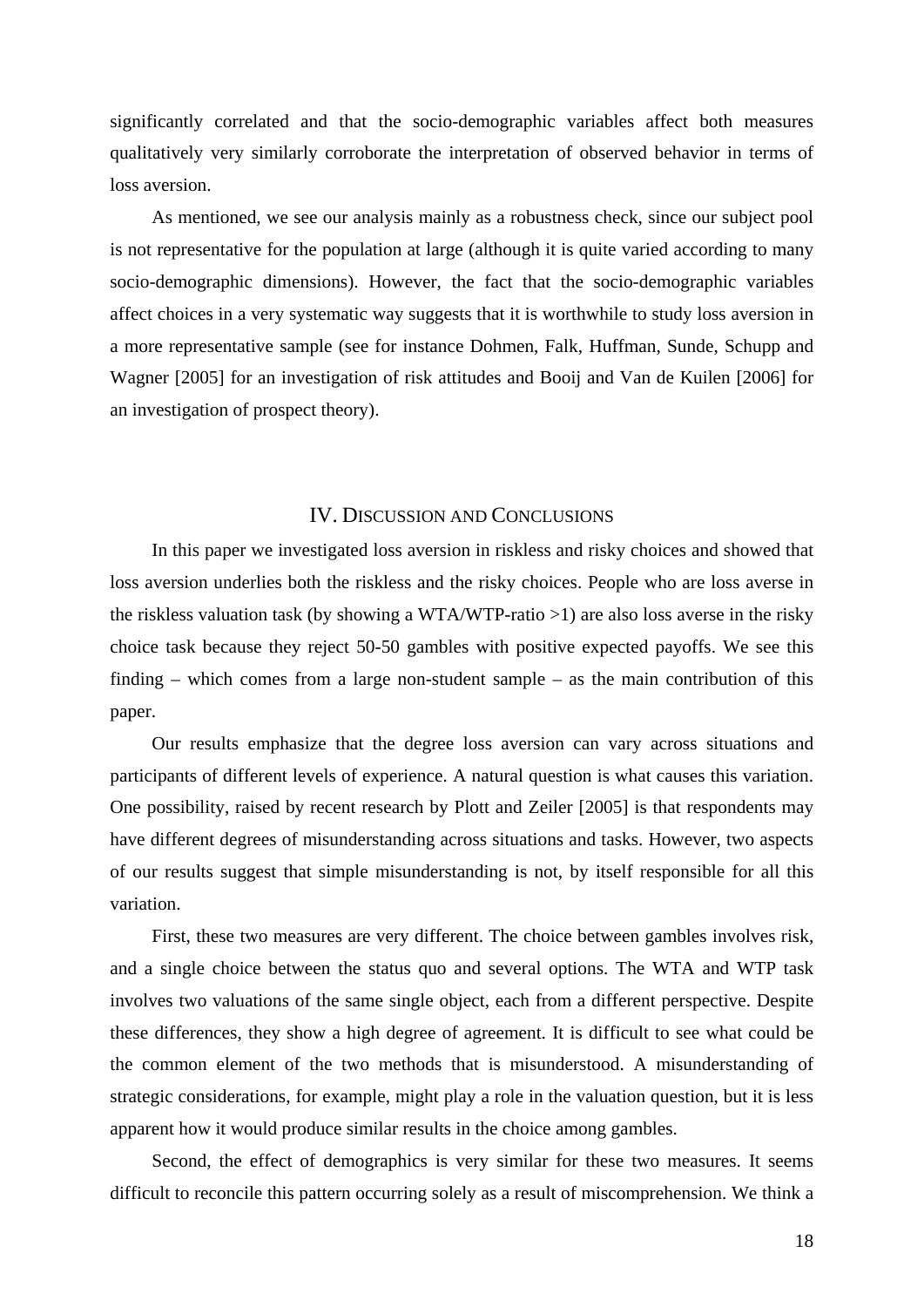significantly correlated and that the socio-demographic variables affect both measures qualitatively very similarly corroborate the interpretation of observed behavior in terms of loss aversion.

As mentioned, we see our analysis mainly as a robustness check, since our subject pool is not representative for the population at large (although it is quite varied according to many socio-demographic dimensions). However, the fact that the socio-demographic variables affect choices in a very systematic way suggests that it is worthwhile to study loss aversion in a more representative sample (see for instance Dohmen, Falk, Huffman, Sunde, Schupp and Wagner [2005] for an investigation of risk attitudes and Booij and Van de Kuilen [2006] for an investigation of prospect theory).

## IV. Discussion and Conclusions

In this paper we investigated loss aversion in riskless and risky choices and showed that loss aversion underlies both the riskless and the risky choices. People who are loss averse in the riskless valuation task (by showing a WTA/WTP-ratio >1) are also loss averse in the risky choice task because they reject 50-50 gambles with positive expected payoffs. We see this finding – which comes from a large non-student sample – as the main contribution of this paper.

Our results emphasize that the degree loss aversion can vary across situations and participants of different levels of experience. A natural question is what causes this variation. One possibility, raised by recent research by Plott and Zeiler [2005] is that respondents may have different degrees of misunderstanding across situations and tasks. However, two aspects of our results suggest that simple misunderstanding is not, by itself responsible for all this variation.

First, these two measures are very different. The choice between gambles involves risk, and a single choice between the status quo and several options. The WTA and WTP task involves two valuations of the same single object, each from a different perspective. Despite these differences, they show a high degree of agreement. It is difficult to see what could be the common element of the two methods that is misunderstood. A misunderstanding of strategic considerations, for example, might play a role in the valuation question, but it is less apparent how it would produce similar results in the choice among gambles.

Second, the effect of demographics is very similar for these two measures. It seems difficult to reconcile this pattern occurring solely as a result of miscomprehension. We think a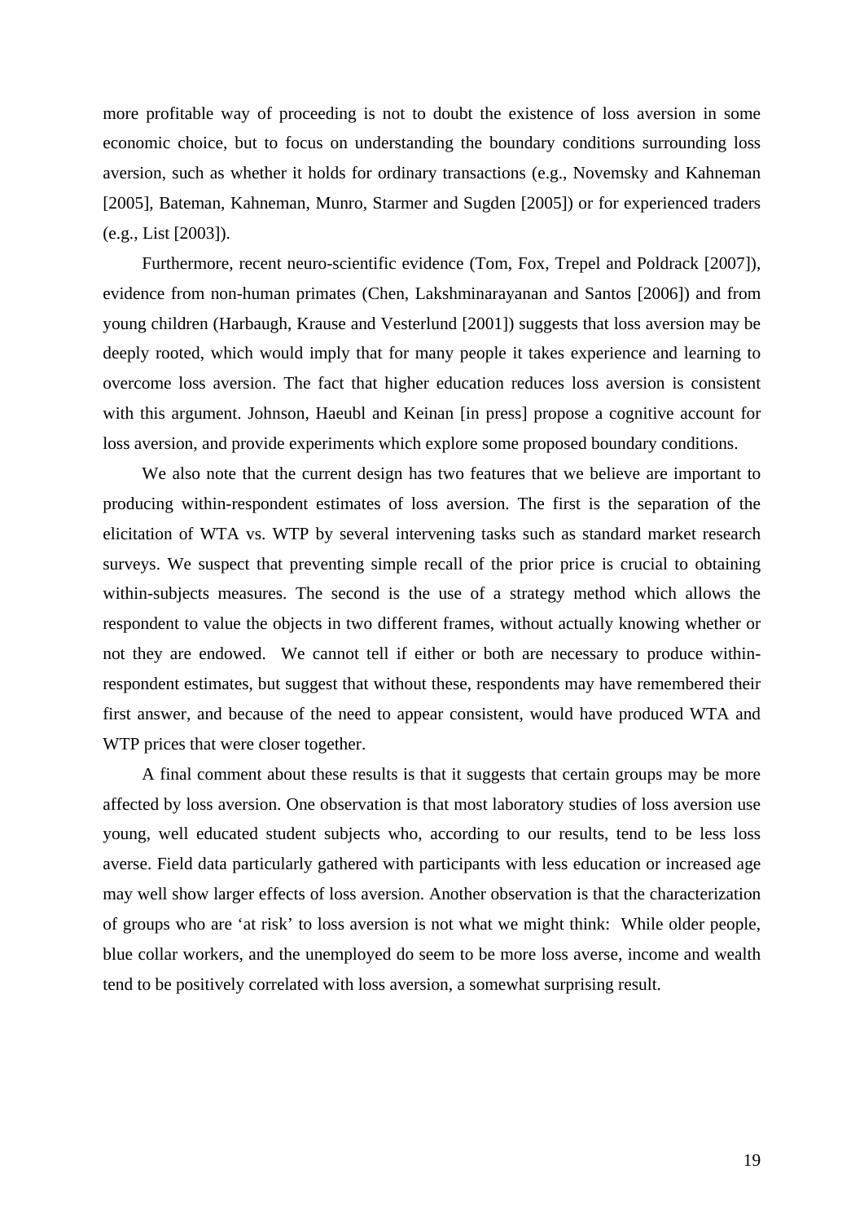more profitable way of proceeding is not to doubt the existence of loss aversion in some economic choice, but to focus on understanding the boundary conditions surrounding loss aversion, such as whether it holds for ordinary transactions (e.g., Novemsky and Kahneman [2005], Bateman, Kahneman, Munro, Starmer and Sugden [2005]) or for experienced traders (e.g., List [2003]).

Furthermore, recent neuro-scientific evidence (Tom, Fox, Trepel and Poldrack [2007]), evidence from non-human primates (Chen, Lakshminarayanan and Santos [2006]) and from young children (Harbaugh, Krause and Vesterlund [2001]) suggests that loss aversion may be deeply rooted, which would imply that for many people it takes experience and learning to overcome loss aversion. The fact that higher education reduces loss aversion is consistent with this argument. Johnson, Haeubl and Keinan [in press] propose a cognitive account for loss aversion, and provide experiments which explore some proposed boundary conditions.

We also note that the current design has two features that we believe are important to producing within-respondent estimates of loss aversion. The first is the separation of the elicitation of WTA vs. WTP by several intervening tasks such as standard market research surveys. We suspect that preventing simple recall of the prior price is crucial to obtaining within-subjects measures. The second is the use of a strategy method which allows the respondent to value the objects in two different frames, without actually knowing whether or not they are endowed. We cannot tell if either or both are necessary to produce within-respondent estimates, but suggest that without these, respondents may have remembered their first answer, and because of the need to appear consistent, would have produced WTA and WTP prices that were closer together.

A final comment about these results is that it suggests that certain groups may be more affected by loss aversion. One observation is that most laboratory studies of loss aversion use young, well educated student subjects who, according to our results, tend to be less loss averse. Field data particularly gathered with participants with less education or increased age may well show larger effects of loss aversion. Another observation is that the characterization of groups who are 'at risk' to loss aversion is not what we might think: While older people, blue collar workers, and the unemployed do seem to be more loss averse, income and wealth tend to be positively correlated with loss aversion, a somewhat surprising result.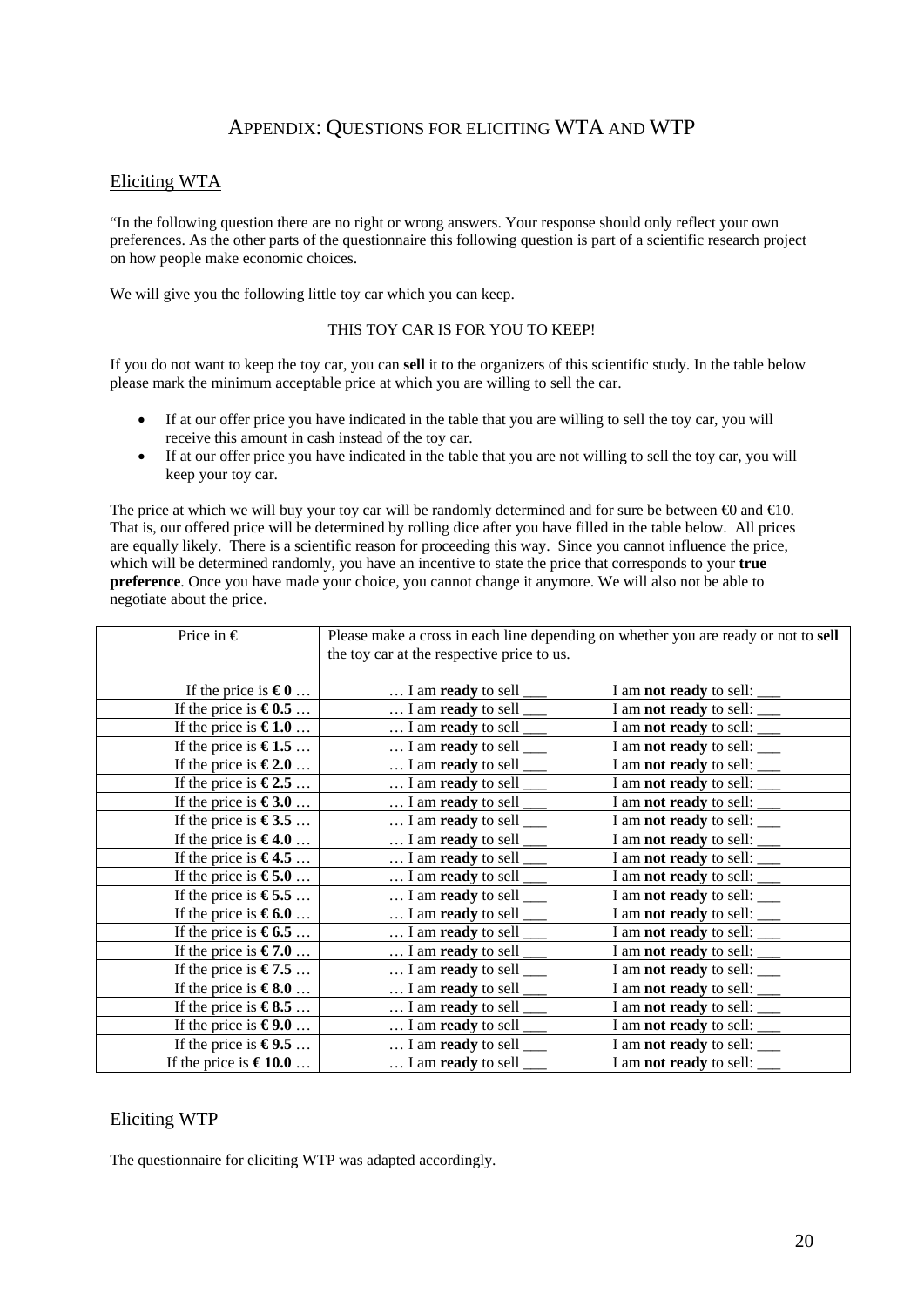# APPENDIX: QUESTIONS FOR ELICITING WTA AND WTP

## Eliciting WTA

"In the following question there are no right or wrong answers. Your response should only reflect your own preferences. As the other parts of the questionnaire this following question is part of a scientific research project on how people make economic choices.

We will give you the following little toy car which you can keep.

THIS TOY CAR IS FOR YOU TO KEEP!

If you do not want to keep the toy car, you can **sell** it to the organizers of this scientific study. In the table below please mark the minimum acceptable price at which you are willing to sell the car.

- If at our offer price you have indicated in the table that you are willing to sell the toy car, you will receive this amount in cash instead of the toy car.
- If at our offer price you have indicated in the table that you are not willing to sell the toy car, you will keep your toy car.

The price at which we will buy your toy car will be randomly determined and for sure be between €0 and €10. That is, our offered price will be determined by rolling dice after you have filled in the table below. All prices are equally likely. There is a scientific reason for proceeding this way. Since you cannot influence the price, which will be determined randomly, you have an incentive to state the price that corresponds to your **true preference**. Once you have made your choice, you cannot change it anymore. We will also not be able to negotiate about the price.

| Price in € | Please make a cross in each line depending on whether you are ready or not to **sell** the toy car at the respective price to us. | |
|---|---|---|
| If the price is **€ 0** … | … I am **ready** to sell ___ | I am **not ready** to sell: ___ |
| If the price is **€ 0.5** … | … I am **ready** to sell ___ | I am **not ready** to sell: ___ |
| If the price is **€ 1.0** … | … I am **ready** to sell ___ | I am **not ready** to sell: ___ |
| If the price is **€ 1.5** … | … I am **ready** to sell ___ | I am **not ready** to sell: ___ |
| If the price is **€ 2.0** … | … I am **ready** to sell ___ | I am **not ready** to sell: ___ |
| If the price is **€ 2.5** … | … I am **ready** to sell ___ | I am **not ready** to sell: ___ |
| If the price is **€ 3.0** … | … I am **ready** to sell ___ | I am **not ready** to sell: ___ |
| If the price is **€ 3.5** … | … I am **ready** to sell ___ | I am **not ready** to sell: ___ |
| If the price is **€ 4.0** … | … I am **ready** to sell ___ | I am **not ready** to sell: ___ |
| If the price is **€ 4.5** … | … I am **ready** to sell ___ | I am **not ready** to sell: ___ |
| If the price is **€ 5.0** … | … I am **ready** to sell ___ | I am **not ready** to sell: ___ |
| If the price is **€ 5.5** … | … I am **ready** to sell ___ | I am **not ready** to sell: ___ |
| If the price is **€ 6.0** … | … I am **ready** to sell ___ | I am **not ready** to sell: ___ |
| If the price is **€ 6.5** … | … I am **ready** to sell ___ | I am **not ready** to sell: ___ |
| If the price is **€ 7.0** … | … I am **ready** to sell ___ | I am **not ready** to sell: ___ |
| If the price is **€ 7.5** … | … I am **ready** to sell ___ | I am **not ready** to sell: ___ |
| If the price is **€ 8.0** … | … I am **ready** to sell ___ | I am **not ready** to sell: ___ |
| If the price is **€ 8.5** … | … I am **ready** to sell ___ | I am **not ready** to sell: ___ |
| If the price is **€ 9.0** … | … I am **ready** to sell ___ | I am **not ready** to sell: ___ |
| If the price is **€ 9.5** … | … I am **ready** to sell ___ | I am **not ready** to sell: ___ |
| If the price is **€ 10.0** … | … I am **ready** to sell ___ | I am **not ready** to sell: ___ |

## Eliciting WTP

The questionnaire for eliciting WTP was adapted accordingly.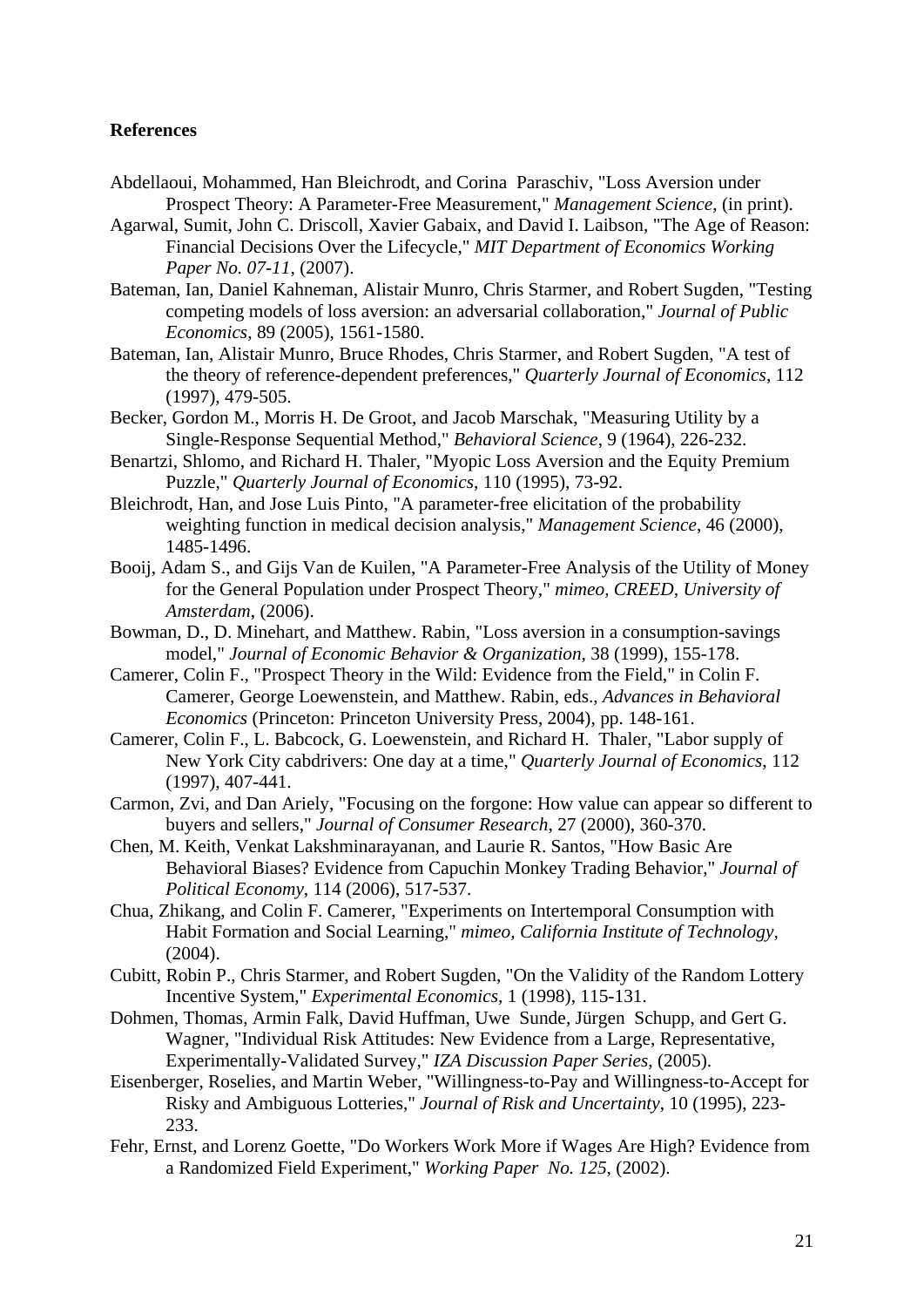**References**

Abdellaoui, Mohammed, Han Bleichrodt, and Corina Paraschiv, "Loss Aversion under Prospect Theory: A Parameter-Free Measurement," *Management Science*, (in print).

Agarwal, Sumit, John C. Driscoll, Xavier Gabaix, and David I. Laibson, "The Age of Reason: Financial Decisions Over the Lifecycle," *MIT Department of Economics Working Paper No. 07-11*, (2007).

Bateman, Ian, Daniel Kahneman, Alistair Munro, Chris Starmer, and Robert Sugden, "Testing competing models of loss aversion: an adversarial collaboration," *Journal of Public Economics*, 89 (2005), 1561-1580.

Bateman, Ian, Alistair Munro, Bruce Rhodes, Chris Starmer, and Robert Sugden, "A test of the theory of reference-dependent preferences," *Quarterly Journal of Economics*, 112 (1997), 479-505.

Becker, Gordon M., Morris H. De Groot, and Jacob Marschak, "Measuring Utility by a Single-Response Sequential Method," *Behavioral Science*, 9 (1964), 226-232.

Benartzi, Shlomo, and Richard H. Thaler, "Myopic Loss Aversion and the Equity Premium Puzzle," *Quarterly Journal of Economics*, 110 (1995), 73-92.

Bleichrodt, Han, and Jose Luis Pinto, "A parameter-free elicitation of the probability weighting function in medical decision analysis," *Management Science*, 46 (2000), 1485-1496.

Booij, Adam S., and Gijs Van de Kuilen, "A Parameter-Free Analysis of the Utility of Money for the General Population under Prospect Theory," *mimeo, CREED, University of Amsterdam*, (2006).

Bowman, D., D. Minehart, and Matthew. Rabin, "Loss aversion in a consumption-savings model," *Journal of Economic Behavior & Organization*, 38 (1999), 155-178.

Camerer, Colin F., "Prospect Theory in the Wild: Evidence from the Field," in Colin F. Camerer, George Loewenstein, and Matthew. Rabin, eds., *Advances in Behavioral Economics* (Princeton: Princeton University Press, 2004), pp. 148-161.

Camerer, Colin F., L. Babcock, G. Loewenstein, and Richard H. Thaler, "Labor supply of New York City cabdrivers: One day at a time," *Quarterly Journal of Economics*, 112 (1997), 407-441.

Carmon, Zvi, and Dan Ariely, "Focusing on the forgone: How value can appear so different to buyers and sellers," *Journal of Consumer Research*, 27 (2000), 360-370.

Chen, M. Keith, Venkat Lakshminarayanan, and Laurie R. Santos, "How Basic Are Behavioral Biases? Evidence from Capuchin Monkey Trading Behavior," *Journal of Political Economy*, 114 (2006), 517-537.

Chua, Zhikang, and Colin F. Camerer, "Experiments on Intertemporal Consumption with Habit Formation and Social Learning," *mimeo, California Institute of Technology*, (2004).

Cubitt, Robin P., Chris Starmer, and Robert Sugden, "On the Validity of the Random Lottery Incentive System," *Experimental Economics*, 1 (1998), 115-131.

Dohmen, Thomas, Armin Falk, David Huffman, Uwe Sunde, Jürgen Schupp, and Gert G. Wagner, "Individual Risk Attitudes: New Evidence from a Large, Representative, Experimentally-Validated Survey," *IZA Discussion Paper Series*, (2005).

Eisenberger, Roselies, and Martin Weber, "Willingness-to-Pay and Willingness-to-Accept for Risky and Ambiguous Lotteries," *Journal of Risk and Uncertainty*, 10 (1995), 223-233.

Fehr, Ernst, and Lorenz Goette, "Do Workers Work More if Wages Are High? Evidence from a Randomized Field Experiment," *Working Paper No. 125*, (2002).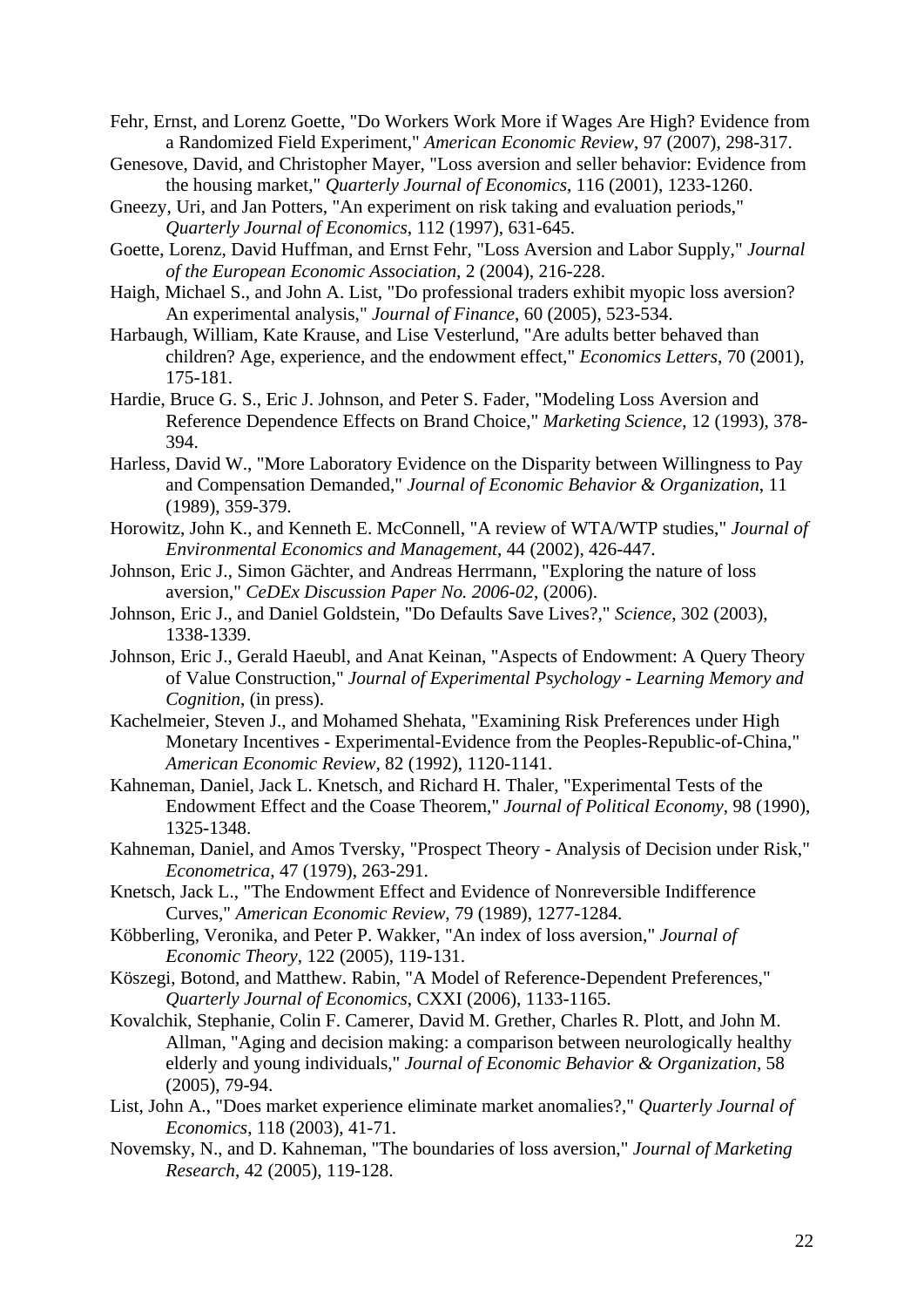Fehr, Ernst, and Lorenz Goette, "Do Workers Work More if Wages Are High? Evidence from a Randomized Field Experiment," *American Economic Review*, 97 (2007), 298-317.

Genesove, David, and Christopher Mayer, "Loss aversion and seller behavior: Evidence from the housing market," *Quarterly Journal of Economics*, 116 (2001), 1233-1260.

Gneezy, Uri, and Jan Potters, "An experiment on risk taking and evaluation periods," *Quarterly Journal of Economics*, 112 (1997), 631-645.

Goette, Lorenz, David Huffman, and Ernst Fehr, "Loss Aversion and Labor Supply," *Journal of the European Economic Association*, 2 (2004), 216-228.

Haigh, Michael S., and John A. List, "Do professional traders exhibit myopic loss aversion? An experimental analysis," *Journal of Finance*, 60 (2005), 523-534.

Harbaugh, William, Kate Krause, and Lise Vesterlund, "Are adults better behaved than children? Age, experience, and the endowment effect," *Economics Letters*, 70 (2001), 175-181.

Hardie, Bruce G. S., Eric J. Johnson, and Peter S. Fader, "Modeling Loss Aversion and Reference Dependence Effects on Brand Choice," *Marketing Science*, 12 (1993), 378-394.

Harless, David W., "More Laboratory Evidence on the Disparity between Willingness to Pay and Compensation Demanded," *Journal of Economic Behavior & Organization*, 11 (1989), 359-379.

Horowitz, John K., and Kenneth E. McConnell, "A review of WTA/WTP studies," *Journal of Environmental Economics and Management*, 44 (2002), 426-447.

Johnson, Eric J., Simon Gächter, and Andreas Herrmann, "Exploring the nature of loss aversion," *CeDEx Discussion Paper No. 2006-02*, (2006).

Johnson, Eric J., and Daniel Goldstein, "Do Defaults Save Lives?," *Science*, 302 (2003), 1338-1339.

Johnson, Eric J., Gerald Haeubl, and Anat Keinan, "Aspects of Endowment: A Query Theory of Value Construction," *Journal of Experimental Psychology - Learning Memory and Cognition*, (in press).

Kachelmeier, Steven J., and Mohamed Shehata, "Examining Risk Preferences under High Monetary Incentives - Experimental-Evidence from the Peoples-Republic-of-China," *American Economic Review*, 82 (1992), 1120-1141.

Kahneman, Daniel, Jack L. Knetsch, and Richard H. Thaler, "Experimental Tests of the Endowment Effect and the Coase Theorem," *Journal of Political Economy*, 98 (1990), 1325-1348.

Kahneman, Daniel, and Amos Tversky, "Prospect Theory - Analysis of Decision under Risk," *Econometrica*, 47 (1979), 263-291.

Knetsch, Jack L., "The Endowment Effect and Evidence of Nonreversible Indifference Curves," *American Economic Review*, 79 (1989), 1277-1284.

Köbberling, Veronika, and Peter P. Wakker, "An index of loss aversion," *Journal of Economic Theory*, 122 (2005), 119-131.

Köszegi, Botond, and Matthew. Rabin, "A Model of Reference-Dependent Preferences," *Quarterly Journal of Economics*, CXXI (2006), 1133-1165.

Kovalchik, Stephanie, Colin F. Camerer, David M. Grether, Charles R. Plott, and John M. Allman, "Aging and decision making: a comparison between neurologically healthy elderly and young individuals," *Journal of Economic Behavior & Organization*, 58 (2005), 79-94.

List, John A., "Does market experience eliminate market anomalies?," *Quarterly Journal of Economics*, 118 (2003), 41-71.

Novemsky, N., and D. Kahneman, "The boundaries of loss aversion," *Journal of Marketing Research*, 42 (2005), 119-128.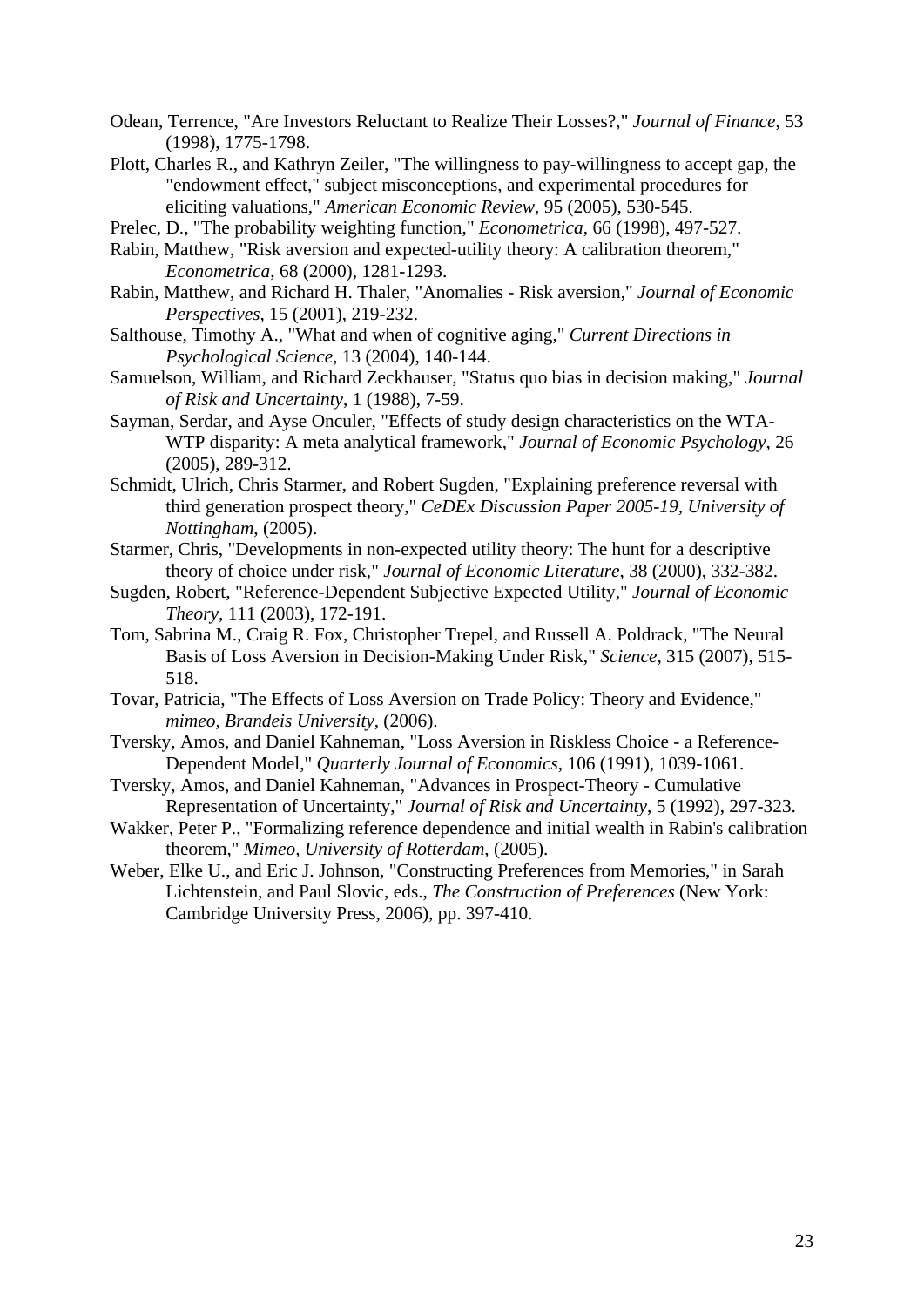Odean, Terrence, "Are Investors Reluctant to Realize Their Losses?," *Journal of Finance*, 53 (1998), 1775-1798.

Plott, Charles R., and Kathryn Zeiler, "The willingness to pay-willingness to accept gap, the "endowment effect," subject misconceptions, and experimental procedures for eliciting valuations," *American Economic Review*, 95 (2005), 530-545.

Prelec, D., "The probability weighting function," *Econometrica*, 66 (1998), 497-527.

Rabin, Matthew, "Risk aversion and expected-utility theory: A calibration theorem," *Econometrica*, 68 (2000), 1281-1293.

Rabin, Matthew, and Richard H. Thaler, "Anomalies - Risk aversion," *Journal of Economic Perspectives*, 15 (2001), 219-232.

Salthouse, Timothy A., "What and when of cognitive aging," *Current Directions in Psychological Science*, 13 (2004), 140-144.

Samuelson, William, and Richard Zeckhauser, "Status quo bias in decision making," *Journal of Risk and Uncertainty*, 1 (1988), 7-59.

Sayman, Serdar, and Ayse Onculer, "Effects of study design characteristics on the WTA-WTP disparity: A meta analytical framework," *Journal of Economic Psychology*, 26 (2005), 289-312.

Schmidt, Ulrich, Chris Starmer, and Robert Sugden, "Explaining preference reversal with third generation prospect theory," *CeDEx Discussion Paper 2005-19, University of Nottingham*, (2005).

Starmer, Chris, "Developments in non-expected utility theory: The hunt for a descriptive theory of choice under risk," *Journal of Economic Literature*, 38 (2000), 332-382.

Sugden, Robert, "Reference-Dependent Subjective Expected Utility," *Journal of Economic Theory*, 111 (2003), 172-191.

Tom, Sabrina M., Craig R. Fox, Christopher Trepel, and Russell A. Poldrack, "The Neural Basis of Loss Aversion in Decision-Making Under Risk," *Science*, 315 (2007), 515-518.

Tovar, Patricia, "The Effects of Loss Aversion on Trade Policy: Theory and Evidence," *mimeo, Brandeis University*, (2006).

Tversky, Amos, and Daniel Kahneman, "Loss Aversion in Riskless Choice - a Reference-Dependent Model," *Quarterly Journal of Economics*, 106 (1991), 1039-1061.

Tversky, Amos, and Daniel Kahneman, "Advances in Prospect-Theory - Cumulative Representation of Uncertainty," *Journal of Risk and Uncertainty*, 5 (1992), 297-323.

Wakker, Peter P., "Formalizing reference dependence and initial wealth in Rabin's calibration theorem," *Mimeo, University of Rotterdam*, (2005).

Weber, Elke U., and Eric J. Johnson, "Constructing Preferences from Memories," in Sarah Lichtenstein, and Paul Slovic, eds., *The Construction of Preferences* (New York: Cambridge University Press, 2006), pp. 397-410.